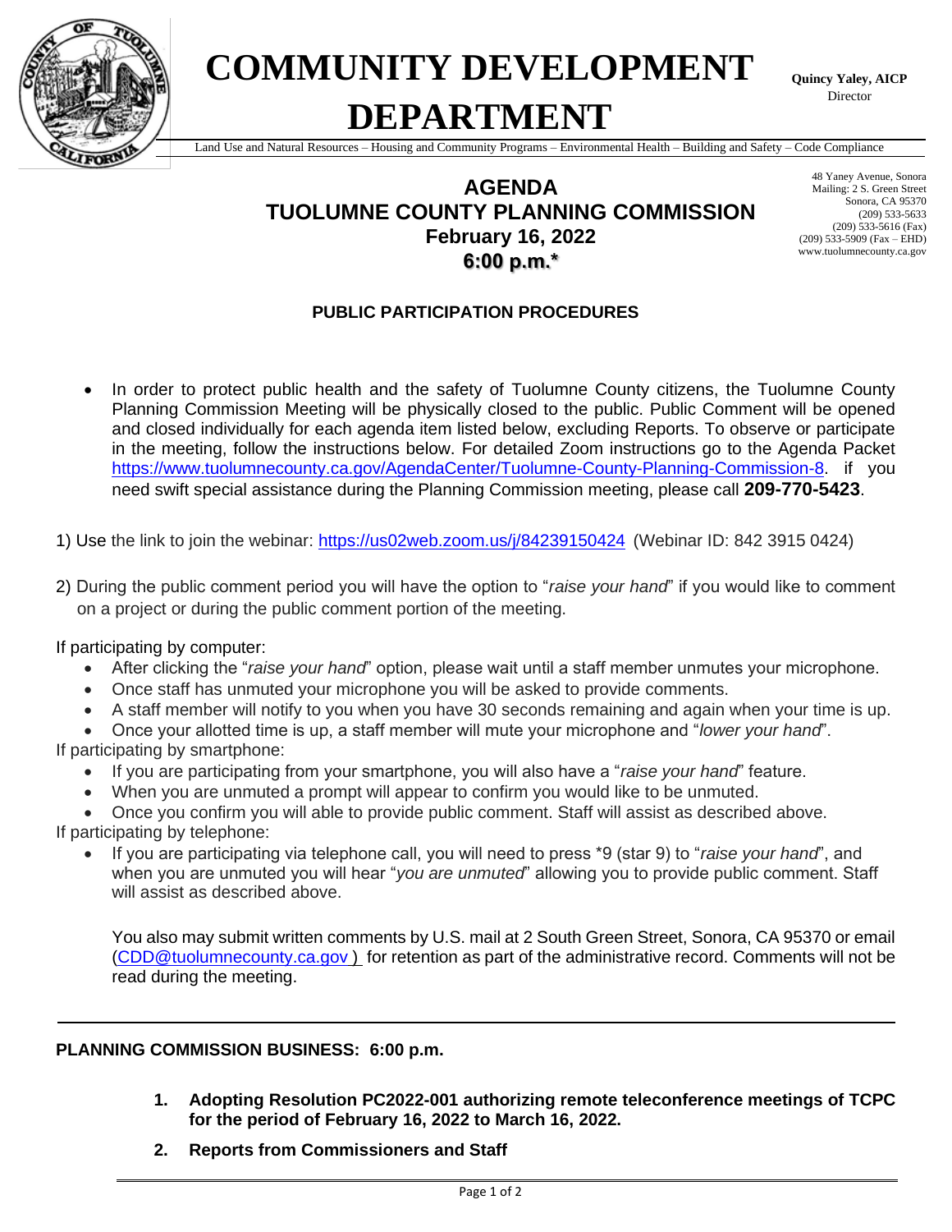# COMMUNITY DEVELOPMENT DEPARTMENT

**Quincy Yaley, AICP**
Director

Land Use and Natural Resources – Housing and Community Programs – Environmental Health – Building and Safety – Code Compliance

48 Yaney Avenue, Sonora
Mailing: 2 S. Green Street
Sonora, CA 95370
(209) 533-5633
(209) 533-5616 (Fax)
(209) 533-5909 (Fax – EHD)
www.tuolumnecounty.ca.gov

## AGENDA
## TUOLUMNE COUNTY PLANNING COMMISSION
## February 16, 2022
## 6:00 p.m.*

### PUBLIC PARTICIPATION PROCEDURES

- In order to protect public health and the safety of Tuolumne County citizens, the Tuolumne County Planning Commission Meeting will be physically closed to the public. Public Comment will be opened and closed individually for each agenda item listed below, excluding Reports. To observe or participate in the meeting, follow the instructions below. For detailed Zoom instructions go to the Agenda Packet https://www.tuolumnecounty.ca.gov/AgendaCenter/Tuolumne-County-Planning-Commission-8. if you need swift special assistance during the Planning Commission meeting, please call **209-770-5423**.

1) Use the link to join the webinar: https://us02web.zoom.us/j/84239150424 (Webinar ID: 842 3915 0424)

2) During the public comment period you will have the option to "*raise your hand*" if you would like to comment on a project or during the public comment portion of the meeting.

If participating by computer:

- After clicking the "*raise your hand*" option, please wait until a staff member unmutes your microphone.
- Once staff has unmuted your microphone you will be asked to provide comments.
- A staff member will notify to you when you have 30 seconds remaining and again when your time is up.
- Once your allotted time is up, a staff member will mute your microphone and "*lower your hand*".

If participating by smartphone:

- If you are participating from your smartphone, you will also have a "*raise your hand*" feature.
- When you are unmuted a prompt will appear to confirm you would like to be unmuted.
- Once you confirm you will able to provide public comment. Staff will assist as described above.

If participating by telephone:

- If you are participating via telephone call, you will need to press *9 (star 9) to "*raise your hand*", and when you are unmuted you will hear "*you are unmuted*" allowing you to provide public comment. Staff will assist as described above.

You also may submit written comments by U.S. mail at 2 South Green Street, Sonora, CA 95370 or email (CDD@tuolumnecounty.ca.gov ) for retention as part of the administrative record. Comments will not be read during the meeting.

---

**PLANNING COMMISSION BUSINESS: 6:00 p.m.**

1. **Adopting Resolution PC2022-001 authorizing remote teleconference meetings of TCPC for the period of February 16, 2022 to March 16, 2022.**

2. **Reports from Commissioners and Staff**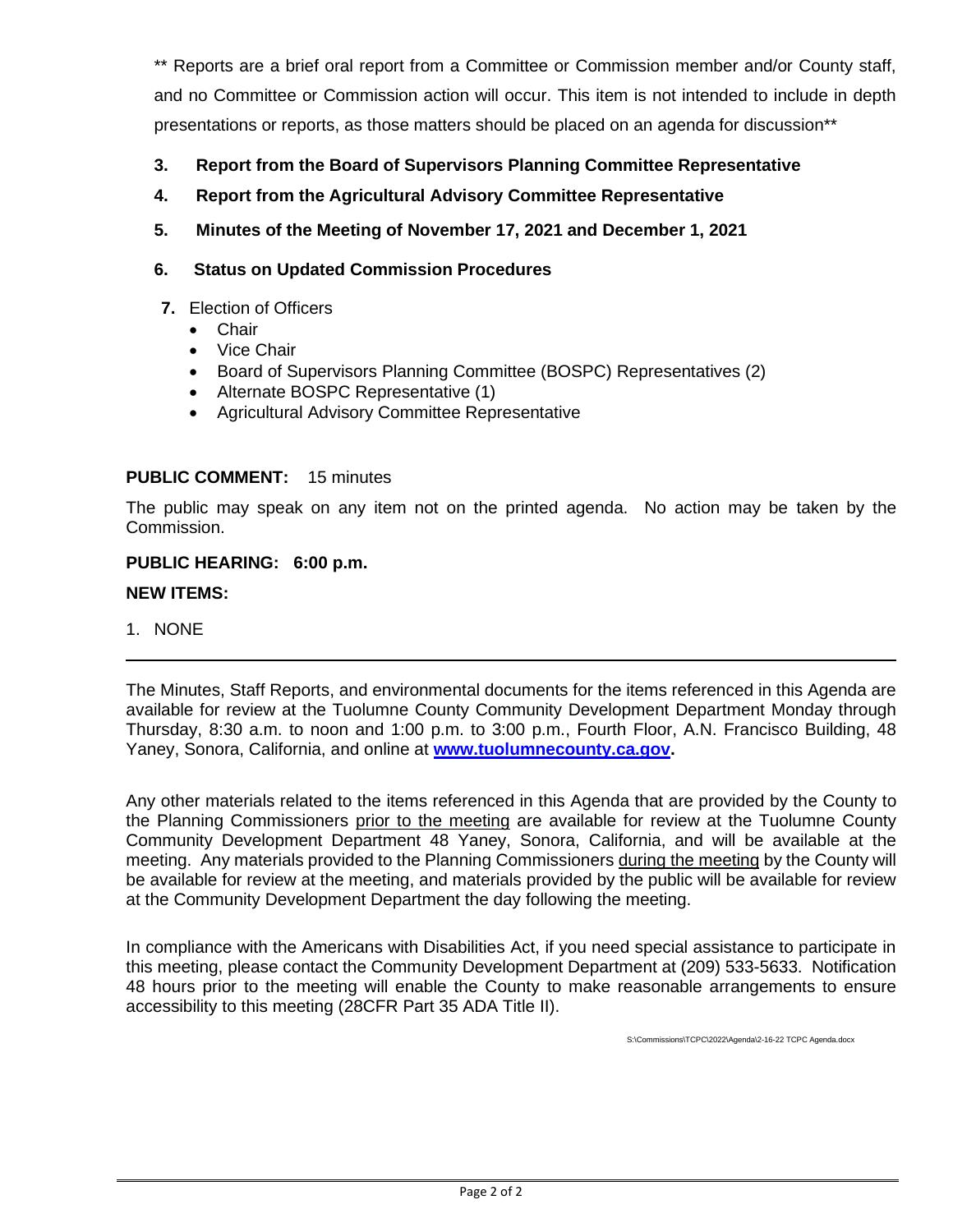** Reports are a brief oral report from a Committee or Commission member and/or County staff, and no Committee or Commission action will occur. This item is not intended to include in depth presentations or reports, as those matters should be placed on an agenda for discussion**

3. **Report from the Board of Supervisors Planning Committee Representative**
4. **Report from the Agricultural Advisory Committee Representative**
5. **Minutes of the Meeting of November 17, 2021 and December 1, 2021**
6. **Status on Updated Commission Procedures**
7. Election of Officers
   - Chair
   - Vice Chair
   - Board of Supervisors Planning Committee (BOSPC) Representatives (2)
   - Alternate BOSPC Representative (1)
   - Agricultural Advisory Committee Representative

**PUBLIC COMMENT:** 15 minutes

The public may speak on any item not on the printed agenda. No action may be taken by the Commission.

**PUBLIC HEARING: 6:00 p.m.**

**NEW ITEMS:**

1. NONE

---

The Minutes, Staff Reports, and environmental documents for the items referenced in this Agenda are available for review at the Tuolumne County Community Development Department Monday through Thursday, 8:30 a.m. to noon and 1:00 p.m. to 3:00 p.m., Fourth Floor, A.N. Francisco Building, 48 Yaney, Sonora, California, and online at **www.tuolumnecounty.ca.gov.**

Any other materials related to the items referenced in this Agenda that are provided by the County to the Planning Commissioners prior to the meeting are available for review at the Tuolumne County Community Development Department 48 Yaney, Sonora, California, and will be available at the meeting. Any materials provided to the Planning Commissioners during the meeting by the County will be available for review at the meeting, and materials provided by the public will be available for review at the Community Development Department the day following the meeting.

In compliance with the Americans with Disabilities Act, if you need special assistance to participate in this meeting, please contact the Community Development Department at (209) 533-5633. Notification 48 hours prior to the meeting will enable the County to make reasonable arrangements to ensure accessibility to this meeting (28CFR Part 35 ADA Title II).

S:\Commissions\TCPC\2022\Agenda\2-16-22 TCPC Agenda.docx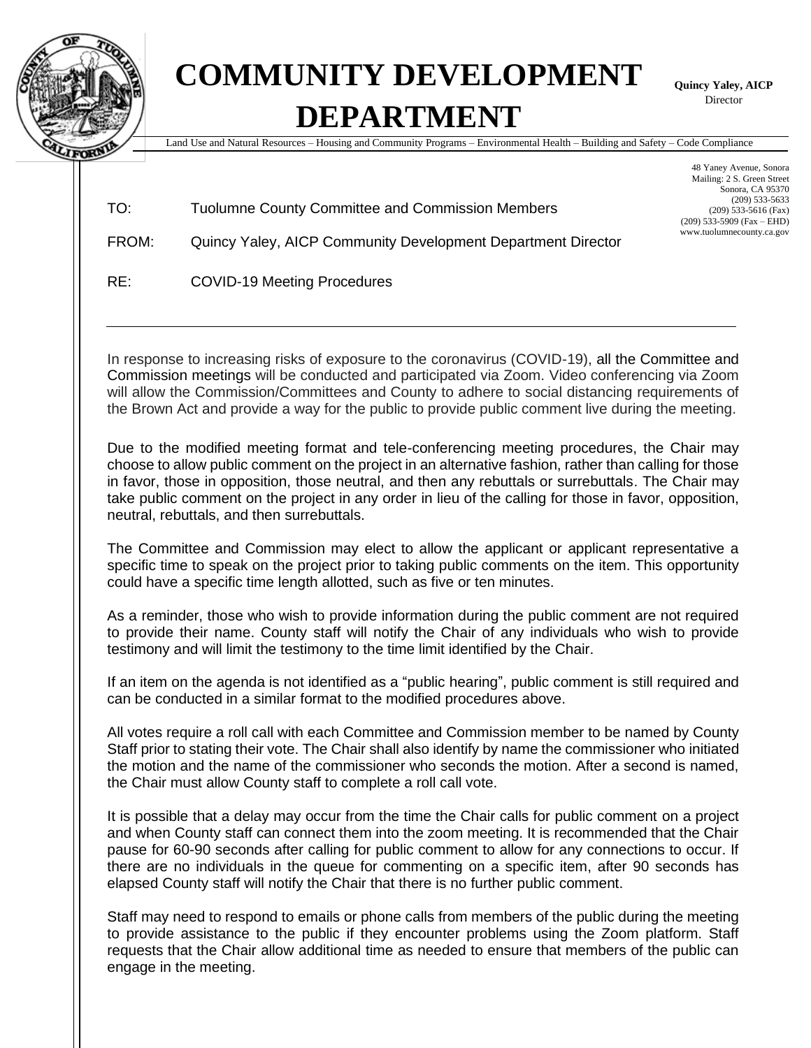# COMMUNITY DEVELOPMENT DEPARTMENT

**Quincy Yaley, AICP**
Director

Land Use and Natural Resources – Housing and Community Programs – Environmental Health – Building and Safety – Code Compliance

48 Yaney Avenue, Sonora
Mailing: 2 S. Green Street
Sonora, CA 95370
(209) 533-5633
(209) 533-5616 (Fax)
(209) 533-5909 (Fax – EHD)
www.tuolumnecounty.ca.gov

TO: Tuolumne County Committee and Commission Members

FROM: Quincy Yaley, AICP Community Development Department Director

RE: COVID-19 Meeting Procedures

---

In response to increasing risks of exposure to the coronavirus (COVID-19), all the Committee and Commission meetings will be conducted and participated via Zoom. Video conferencing via Zoom will allow the Commission/Committees and County to adhere to social distancing requirements of the Brown Act and provide a way for the public to provide public comment live during the meeting.

Due to the modified meeting format and tele-conferencing meeting procedures, the Chair may choose to allow public comment on the project in an alternative fashion, rather than calling for those in favor, those in opposition, those neutral, and then any rebuttals or surrebuttals. The Chair may take public comment on the project in any order in lieu of the calling for those in favor, opposition, neutral, rebuttals, and then surrebuttals.

The Committee and Commission may elect to allow the applicant or applicant representative a specific time to speak on the project prior to taking public comments on the item. This opportunity could have a specific time length allotted, such as five or ten minutes.

As a reminder, those who wish to provide information during the public comment are not required to provide their name. County staff will notify the Chair of any individuals who wish to provide testimony and will limit the testimony to the time limit identified by the Chair.

If an item on the agenda is not identified as a "public hearing", public comment is still required and can be conducted in a similar format to the modified procedures above.

All votes require a roll call with each Committee and Commission member to be named by County Staff prior to stating their vote. The Chair shall also identify by name the commissioner who initiated the motion and the name of the commissioner who seconds the motion. After a second is named, the Chair must allow County staff to complete a roll call vote.

It is possible that a delay may occur from the time the Chair calls for public comment on a project and when County staff can connect them into the zoom meeting. It is recommended that the Chair pause for 60-90 seconds after calling for public comment to allow for any connections to occur. If there are no individuals in the queue for commenting on a specific item, after 90 seconds has elapsed County staff will notify the Chair that there is no further public comment.

Staff may need to respond to emails or phone calls from members of the public during the meeting to provide assistance to the public if they encounter problems using the Zoom platform. Staff requests that the Chair allow additional time as needed to ensure that members of the public can engage in the meeting.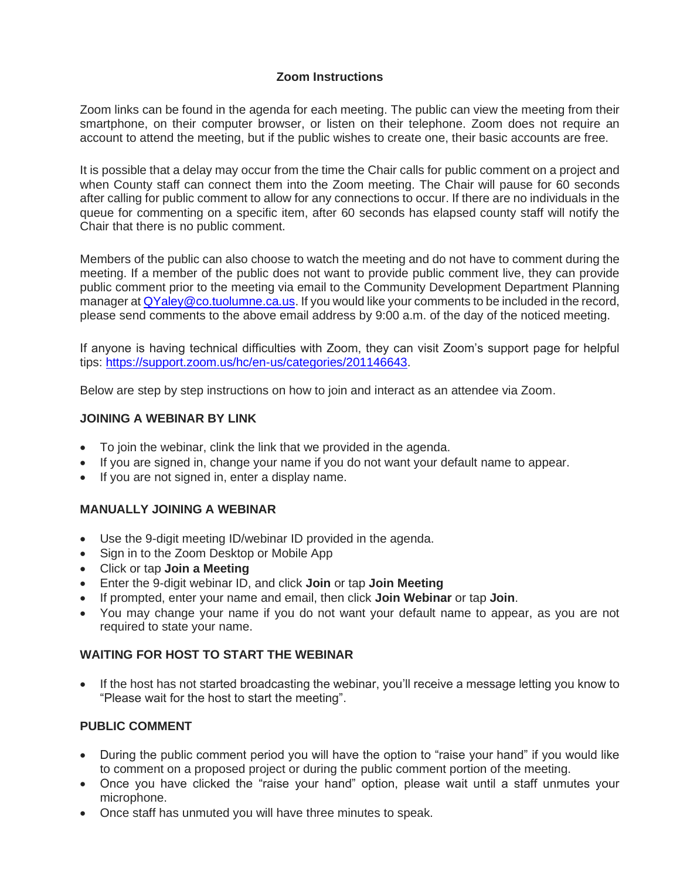# Zoom Instructions

Zoom links can be found in the agenda for each meeting. The public can view the meeting from their smartphone, on their computer browser, or listen on their telephone. Zoom does not require an account to attend the meeting, but if the public wishes to create one, their basic accounts are free.

It is possible that a delay may occur from the time the Chair calls for public comment on a project and when County staff can connect them into the Zoom meeting. The Chair will pause for 60 seconds after calling for public comment to allow for any connections to occur. If there are no individuals in the queue for commenting on a specific item, after 60 seconds has elapsed county staff will notify the Chair that there is no public comment.

Members of the public can also choose to watch the meeting and do not have to comment during the meeting. If a member of the public does not want to provide public comment live, they can provide public comment prior to the meeting via email to the Community Development Department Planning manager at QYaley@co.tuolumne.ca.us. If you would like your comments to be included in the record, please send comments to the above email address by 9:00 a.m. of the day of the noticed meeting.

If anyone is having technical difficulties with Zoom, they can visit Zoom's support page for helpful tips: https://support.zoom.us/hc/en-us/categories/201146643.

Below are step by step instructions on how to join and interact as an attendee via Zoom.

## JOINING A WEBINAR BY LINK

- To join the webinar, clink the link that we provided in the agenda.
- If you are signed in, change your name if you do not want your default name to appear.
- If you are not signed in, enter a display name.

## MANUALLY JOINING A WEBINAR

- Use the 9-digit meeting ID/webinar ID provided in the agenda.
- Sign in to the Zoom Desktop or Mobile App
- Click or tap **Join a Meeting**
- Enter the 9-digit webinar ID, and click **Join** or tap **Join Meeting**
- If prompted, enter your name and email, then click **Join Webinar** or tap **Join**.
- You may change your name if you do not want your default name to appear, as you are not required to state your name.

## WAITING FOR HOST TO START THE WEBINAR

- If the host has not started broadcasting the webinar, you'll receive a message letting you know to "Please wait for the host to start the meeting".

## PUBLIC COMMENT

- During the public comment period you will have the option to "raise your hand" if you would like to comment on a proposed project or during the public comment portion of the meeting.
- Once you have clicked the "raise your hand" option, please wait until a staff unmutes your microphone.
- Once staff has unmuted you will have three minutes to speak.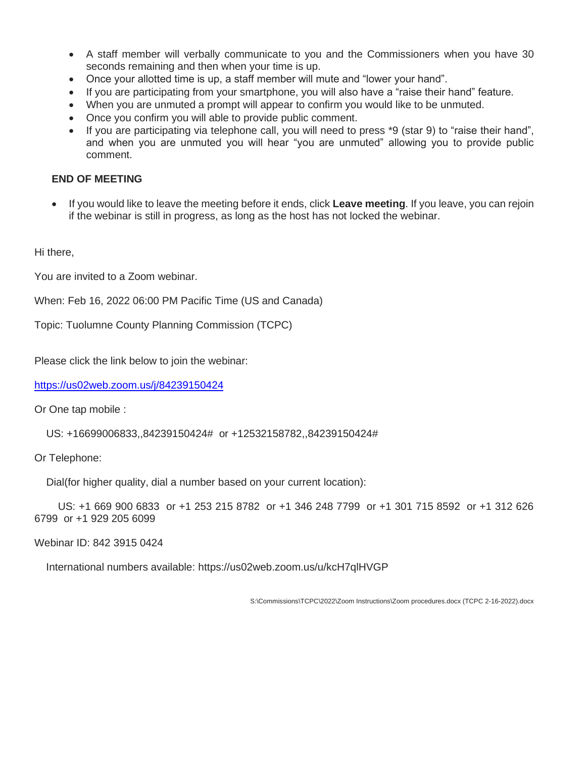- A staff member will verbally communicate to you and the Commissioners when you have 30 seconds remaining and then when your time is up.
- Once your allotted time is up, a staff member will mute and "lower your hand".
- If you are participating from your smartphone, you will also have a "raise their hand" feature.
- When you are unmuted a prompt will appear to confirm you would like to be unmuted.
- Once you confirm you will able to provide public comment.
- If you are participating via telephone call, you will need to press *9 (star 9) to "raise their hand", and when you are unmuted you will hear "you are unmuted" allowing you to provide public comment.

**END OF MEETING**

- If you would like to leave the meeting before it ends, click **Leave meeting**. If you leave, you can rejoin if the webinar is still in progress, as long as the host has not locked the webinar.

Hi there,

You are invited to a Zoom webinar.

When: Feb 16, 2022 06:00 PM Pacific Time (US and Canada)

Topic: Tuolumne County Planning Commission (TCPC)

Please click the link below to join the webinar:

https://us02web.zoom.us/j/84239150424

Or One tap mobile :

US: +16699006833,,84239150424# or +12532158782,,84239150424#

Or Telephone:

Dial(for higher quality, dial a number based on your current location):

US: +1 669 900 6833 or +1 253 215 8782 or +1 346 248 7799 or +1 301 715 8592 or +1 312 626 6799 or +1 929 205 6099

Webinar ID: 842 3915 0424

International numbers available: https://us02web.zoom.us/u/kcH7qlHVGP

S:\Commissions\TCPC\2022\Zoom Instructions\Zoom procedures.docx (TCPC 2-16-2022).docx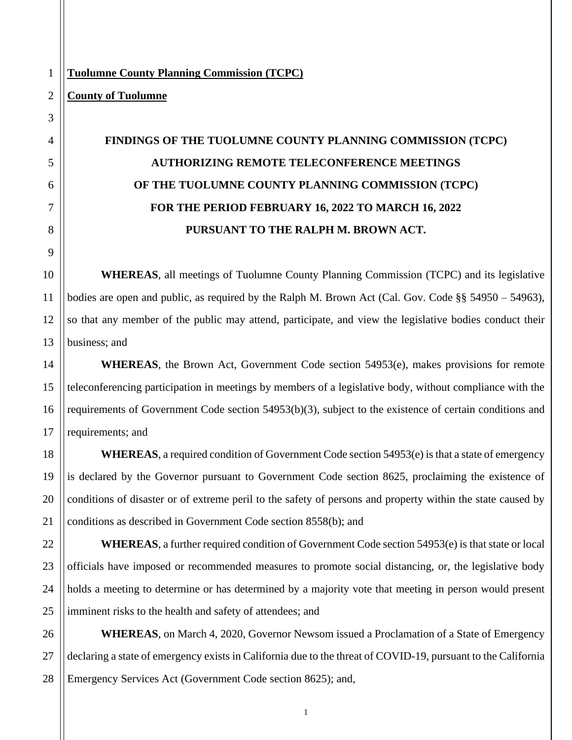**Tuolumne County Planning Commission (TCPC)**

**County of Tuolumne**

# FINDINGS OF THE TUOLUMNE COUNTY PLANNING COMMISSION (TCPC) AUTHORIZING REMOTE TELECONFERENCE MEETINGS OF THE TUOLUMNE COUNTY PLANNING COMMISSION (TCPC) FOR THE PERIOD FEBRUARY 16, 2022 TO MARCH 16, 2022 PURSUANT TO THE RALPH M. BROWN ACT.

**WHEREAS**, all meetings of Tuolumne County Planning Commission (TCPC) and its legislative bodies are open and public, as required by the Ralph M. Brown Act (Cal. Gov. Code §§ 54950 – 54963), so that any member of the public may attend, participate, and view the legislative bodies conduct their business; and

**WHEREAS**, the Brown Act, Government Code section 54953(e), makes provisions for remote teleconferencing participation in meetings by members of a legislative body, without compliance with the requirements of Government Code section 54953(b)(3), subject to the existence of certain conditions and requirements; and

**WHEREAS**, a required condition of Government Code section 54953(e) is that a state of emergency is declared by the Governor pursuant to Government Code section 8625, proclaiming the existence of conditions of disaster or of extreme peril to the safety of persons and property within the state caused by conditions as described in Government Code section 8558(b); and

**WHEREAS**, a further required condition of Government Code section 54953(e) is that state or local officials have imposed or recommended measures to promote social distancing, or, the legislative body holds a meeting to determine or has determined by a majority vote that meeting in person would present imminent risks to the health and safety of attendees; and

**WHEREAS**, on March 4, 2020, Governor Newsom issued a Proclamation of a State of Emergency declaring a state of emergency exists in California due to the threat of COVID-19, pursuant to the California Emergency Services Act (Government Code section 8625); and,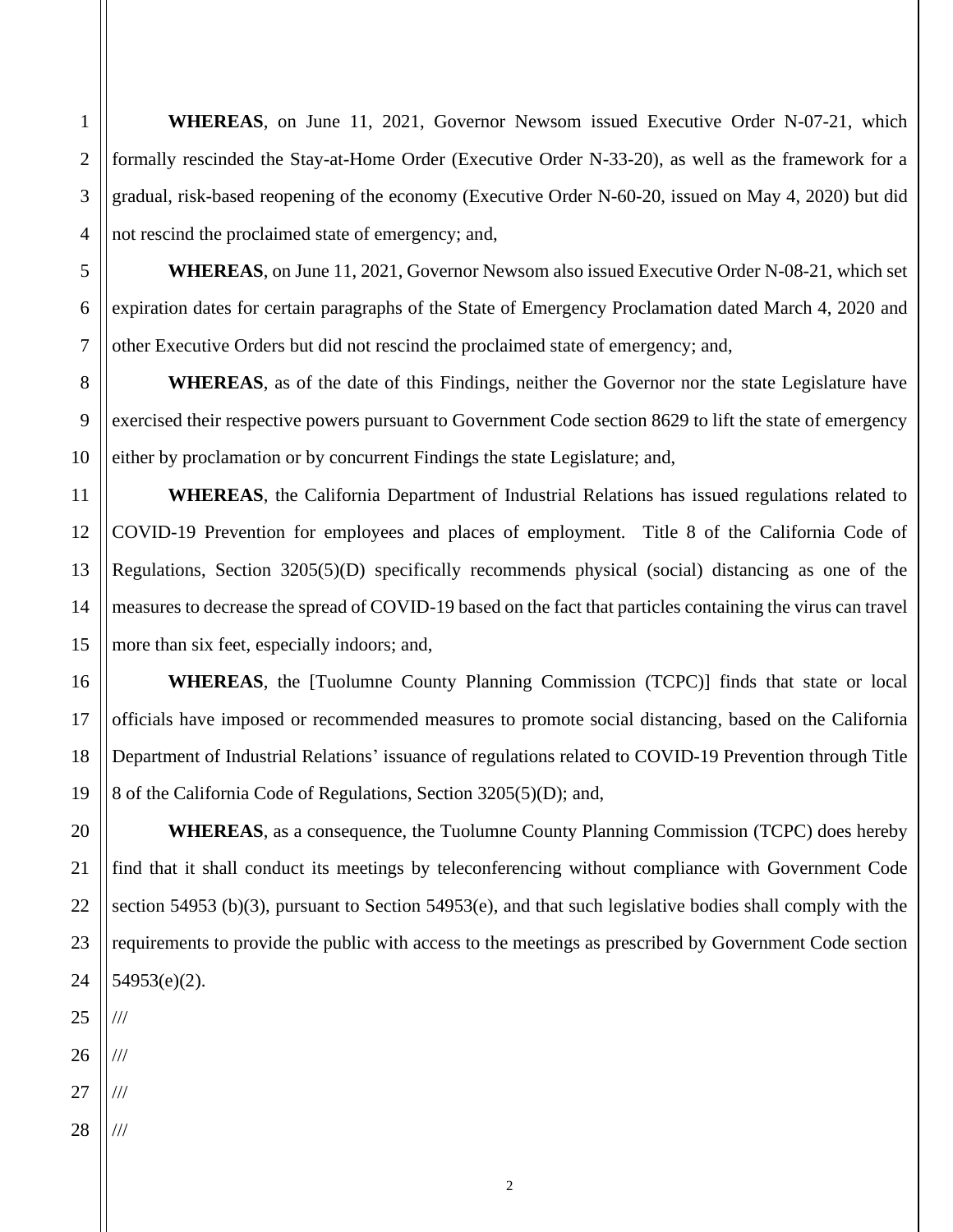**WHEREAS**, on June 11, 2021, Governor Newsom issued Executive Order N-07-21, which formally rescinded the Stay-at-Home Order (Executive Order N-33-20), as well as the framework for a gradual, risk-based reopening of the economy (Executive Order N-60-20, issued on May 4, 2020) but did not rescind the proclaimed state of emergency; and,

**WHEREAS**, on June 11, 2021, Governor Newsom also issued Executive Order N-08-21, which set expiration dates for certain paragraphs of the State of Emergency Proclamation dated March 4, 2020 and other Executive Orders but did not rescind the proclaimed state of emergency; and,

**WHEREAS**, as of the date of this Findings, neither the Governor nor the state Legislature have exercised their respective powers pursuant to Government Code section 8629 to lift the state of emergency either by proclamation or by concurrent Findings the state Legislature; and,

**WHEREAS**, the California Department of Industrial Relations has issued regulations related to COVID-19 Prevention for employees and places of employment. Title 8 of the California Code of Regulations, Section 3205(5)(D) specifically recommends physical (social) distancing as one of the measures to decrease the spread of COVID-19 based on the fact that particles containing the virus can travel more than six feet, especially indoors; and,

**WHEREAS**, the [Tuolumne County Planning Commission (TCPC)] finds that state or local officials have imposed or recommended measures to promote social distancing, based on the California Department of Industrial Relations' issuance of regulations related to COVID-19 Prevention through Title 8 of the California Code of Regulations, Section 3205(5)(D); and,

**WHEREAS**, as a consequence, the Tuolumne County Planning Commission (TCPC) does hereby find that it shall conduct its meetings by teleconferencing without compliance with Government Code section 54953 (b)(3), pursuant to Section 54953(e), and that such legislative bodies shall comply with the requirements to provide the public with access to the meetings as prescribed by Government Code section 54953(e)(2).

///

///

///

///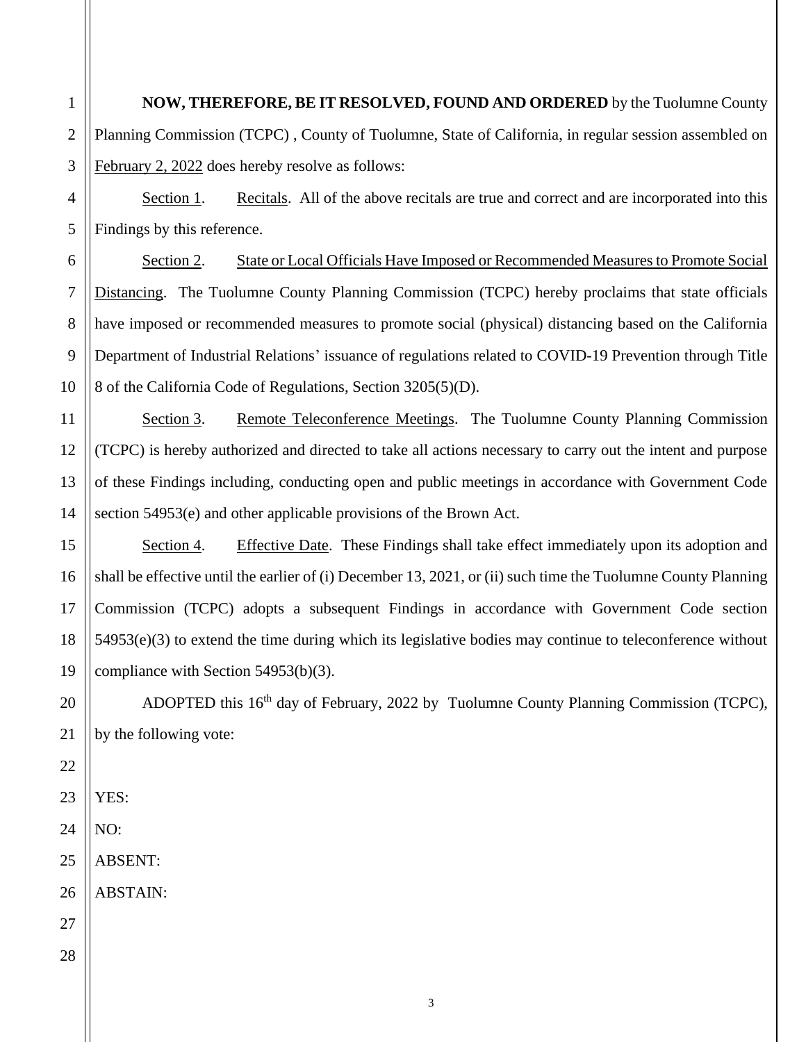**NOW, THEREFORE, BE IT RESOLVED, FOUND AND ORDERED** by the Tuolumne County Planning Commission (TCPC) , County of Tuolumne, State of California, in regular session assembled on February 2, 2022 does hereby resolve as follows:

Section 1. Recitals. All of the above recitals are true and correct and are incorporated into this Findings by this reference.

Section 2. State or Local Officials Have Imposed or Recommended Measures to Promote Social Distancing. The Tuolumne County Planning Commission (TCPC) hereby proclaims that state officials have imposed or recommended measures to promote social (physical) distancing based on the California Department of Industrial Relations' issuance of regulations related to COVID-19 Prevention through Title 8 of the California Code of Regulations, Section 3205(5)(D).

Section 3. Remote Teleconference Meetings. The Tuolumne County Planning Commission (TCPC) is hereby authorized and directed to take all actions necessary to carry out the intent and purpose of these Findings including, conducting open and public meetings in accordance with Government Code section 54953(e) and other applicable provisions of the Brown Act.

Section 4. Effective Date. These Findings shall take effect immediately upon its adoption and shall be effective until the earlier of (i) December 13, 2021, or (ii) such time the Tuolumne County Planning Commission (TCPC) adopts a subsequent Findings in accordance with Government Code section 54953(e)(3) to extend the time during which its legislative bodies may continue to teleconference without compliance with Section 54953(b)(3).

ADOPTED this 16th day of February, 2022 by Tuolumne County Planning Commission (TCPC), by the following vote:

YES:

NO:

ABSENT:

ABSTAIN: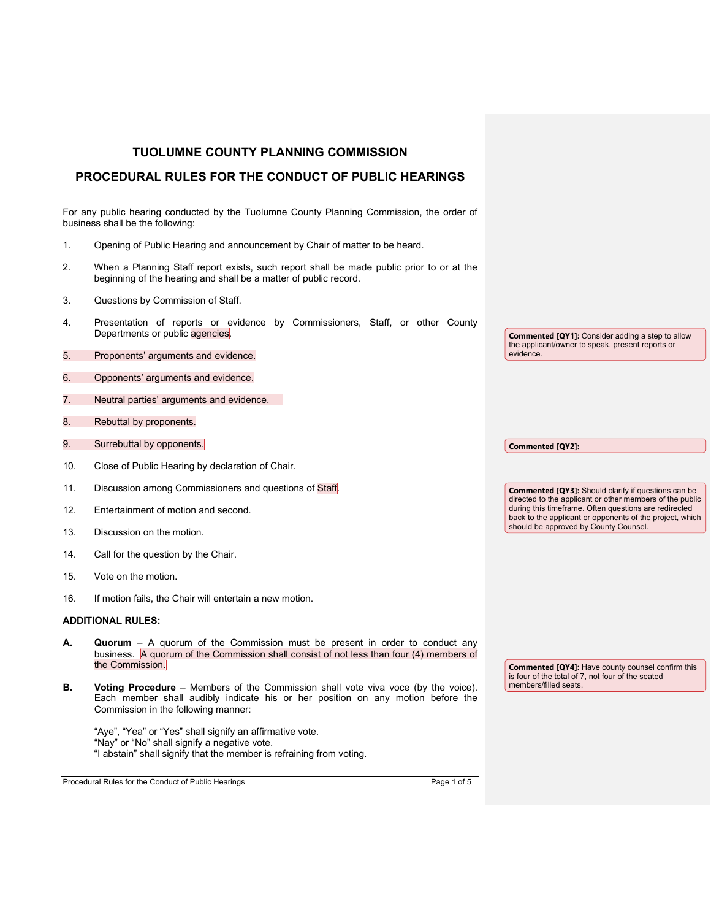# TUOLUMNE COUNTY PLANNING COMMISSION

## PROCEDURAL RULES FOR THE CONDUCT OF PUBLIC HEARINGS

For any public hearing conducted by the Tuolumne County Planning Commission, the order of business shall be the following:

1. Opening of Public Hearing and announcement by Chair of matter to be heard.
2. When a Planning Staff report exists, such report shall be made public prior to or at the beginning of the hearing and shall be a matter of public record.
3. Questions by Commission of Staff.
4. Presentation of reports or evidence by Commissioners, Staff, or other County Departments or public agencies.
5. Proponents' arguments and evidence.
6. Opponents' arguments and evidence.
7. Neutral parties' arguments and evidence.
8. Rebuttal by proponents.
9. Surrebuttal by opponents.
10. Close of Public Hearing by declaration of Chair.
11. Discussion among Commissioners and questions of Staff.
12. Entertainment of motion and second.
13. Discussion on the motion.
14. Call for the question by the Chair.
15. Vote on the motion.
16. If motion fails, the Chair will entertain a new motion.

**ADDITIONAL RULES:**

**A.** **Quorum** – A quorum of the Commission must be present in order to conduct any business. A quorum of the Commission shall consist of not less than four (4) members of the Commission.

**B.** **Voting Procedure** – Members of the Commission shall vote viva voce (by the voice). Each member shall audibly indicate his or her position on any motion before the Commission in the following manner:

"Aye", "Yea" or "Yes" shall signify an affirmative vote.
"Nay" or "No" shall signify a negative vote.
"I abstain" shall signify that the member is refraining from voting.

**Commented [QY1]:** Consider adding a step to allow the applicant/owner to speak, present reports or evidence.

**Commented [QY2]:**

**Commented [QY3]:** Should clarify if questions can be directed to the applicant or other members of the public during this timeframe. Often questions are redirected back to the applicant or opponents of the project, which should be approved by County Counsel.

**Commented [QY4]:** Have county counsel confirm this is four of the total of 7, not four of the seated members/filled seats.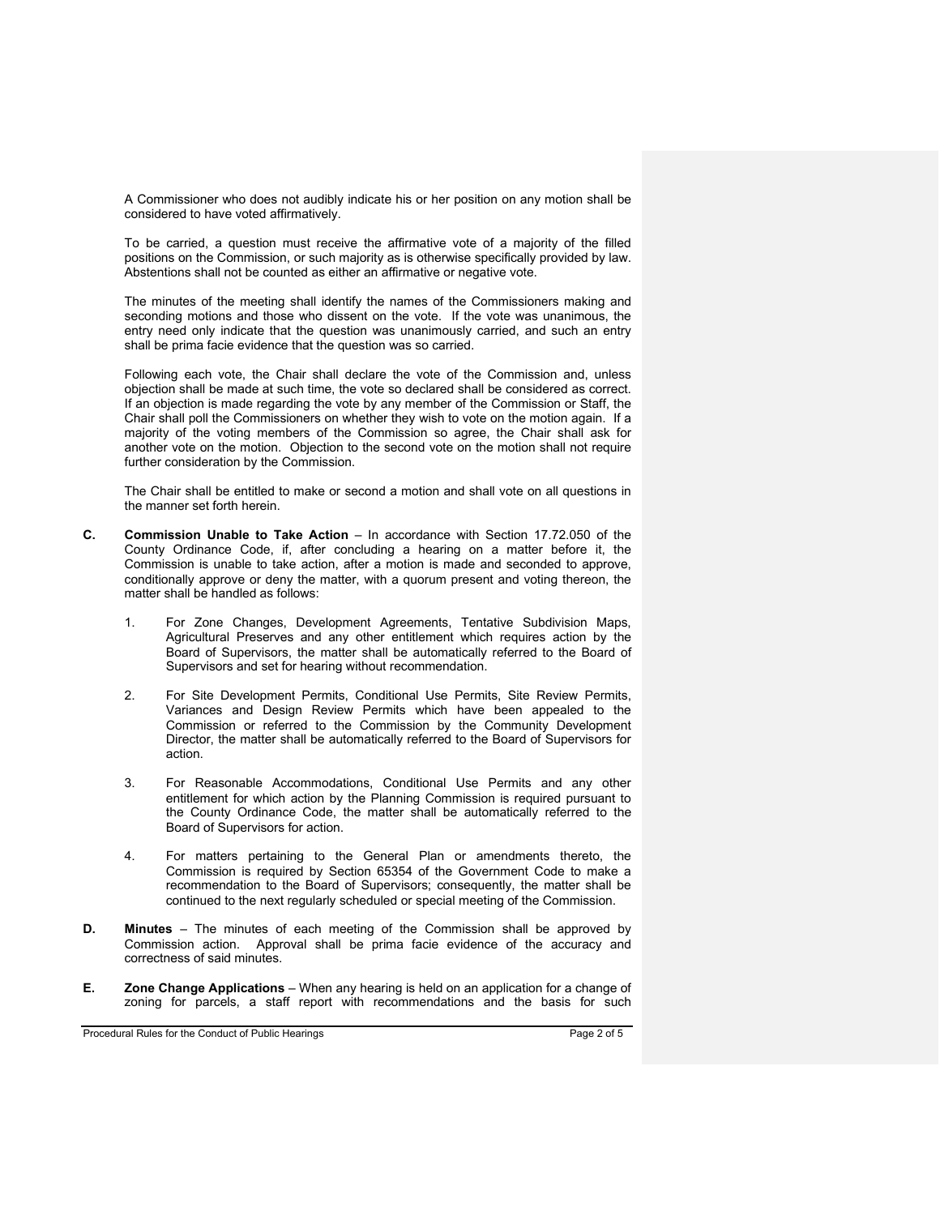A Commissioner who does not audibly indicate his or her position on any motion shall be considered to have voted affirmatively.

To be carried, a question must receive the affirmative vote of a majority of the filled positions on the Commission, or such majority as is otherwise specifically provided by law. Abstentions shall not be counted as either an affirmative or negative vote.

The minutes of the meeting shall identify the names of the Commissioners making and seconding motions and those who dissent on the vote. If the vote was unanimous, the entry need only indicate that the question was unanimously carried, and such an entry shall be prima facie evidence that the question was so carried.

Following each vote, the Chair shall declare the vote of the Commission and, unless objection shall be made at such time, the vote so declared shall be considered as correct. If an objection is made regarding the vote by any member of the Commission or Staff, the Chair shall poll the Commissioners on whether they wish to vote on the motion again. If a majority of the voting members of the Commission so agree, the Chair shall ask for another vote on the motion. Objection to the second vote on the motion shall not require further consideration by the Commission.

The Chair shall be entitled to make or second a motion and shall vote on all questions in the manner set forth herein.

**C. Commission Unable to Take Action** – In accordance with Section 17.72.050 of the County Ordinance Code, if, after concluding a hearing on a matter before it, the Commission is unable to take action, after a motion is made and seconded to approve, conditionally approve or deny the matter, with a quorum present and voting thereon, the matter shall be handled as follows:

1. For Zone Changes, Development Agreements, Tentative Subdivision Maps, Agricultural Preserves and any other entitlement which requires action by the Board of Supervisors, the matter shall be automatically referred to the Board of Supervisors and set for hearing without recommendation.

2. For Site Development Permits, Conditional Use Permits, Site Review Permits, Variances and Design Review Permits which have been appealed to the Commission or referred to the Commission by the Community Development Director, the matter shall be automatically referred to the Board of Supervisors for action.

3. For Reasonable Accommodations, Conditional Use Permits and any other entitlement for which action by the Planning Commission is required pursuant to the County Ordinance Code, the matter shall be automatically referred to the Board of Supervisors for action.

4. For matters pertaining to the General Plan or amendments thereto, the Commission is required by Section 65354 of the Government Code to make a recommendation to the Board of Supervisors; consequently, the matter shall be continued to the next regularly scheduled or special meeting of the Commission.

**D. Minutes** – The minutes of each meeting of the Commission shall be approved by Commission action. Approval shall be prima facie evidence of the accuracy and correctness of said minutes.

**E. Zone Change Applications** – When any hearing is held on an application for a change of zoning for parcels, a staff report with recommendations and the basis for such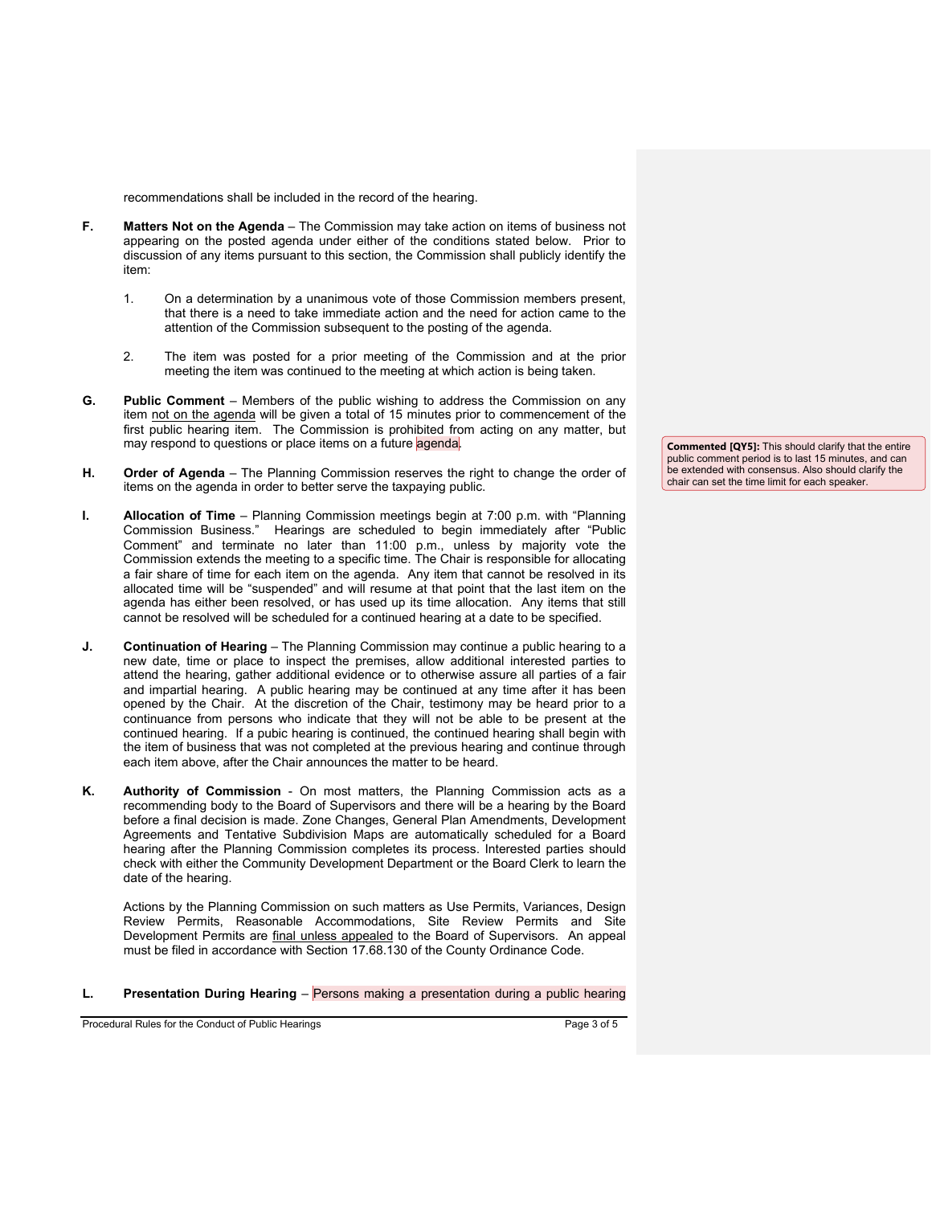recommendations shall be included in the record of the hearing.

**F. Matters Not on the Agenda** – The Commission may take action on items of business not appearing on the posted agenda under either of the conditions stated below. Prior to discussion of any items pursuant to this section, the Commission shall publicly identify the item:

1. On a determination by a unanimous vote of those Commission members present, that there is a need to take immediate action and the need for action came to the attention of the Commission subsequent to the posting of the agenda.

2. The item was posted for a prior meeting of the Commission and at the prior meeting the item was continued to the meeting at which action is being taken.

**G. Public Comment** – Members of the public wishing to address the Commission on any item not on the agenda will be given a total of 15 minutes prior to commencement of the first public hearing item. The Commission is prohibited from acting on any matter, but may respond to questions or place items on a future agenda.

> **Commented [QY5]:** This should clarify that the entire public comment period is to last 15 minutes, and can be extended with consensus. Also should clarify the chair can set the time limit for each speaker.

**H. Order of Agenda** – The Planning Commission reserves the right to change the order of items on the agenda in order to better serve the taxpaying public.

**I. Allocation of Time** – Planning Commission meetings begin at 7:00 p.m. with "Planning Commission Business." Hearings are scheduled to begin immediately after "Public Comment" and terminate no later than 11:00 p.m., unless by majority vote the Commission extends the meeting to a specific time. The Chair is responsible for allocating a fair share of time for each item on the agenda. Any item that cannot be resolved in its allocated time will be "suspended" and will resume at that point that the last item on the agenda has either been resolved, or has used up its time allocation. Any items that still cannot be resolved will be scheduled for a continued hearing at a date to be specified.

**J. Continuation of Hearing** – The Planning Commission may continue a public hearing to a new date, time or place to inspect the premises, allow additional interested parties to attend the hearing, gather additional evidence or to otherwise assure all parties of a fair and impartial hearing. A public hearing may be continued at any time after it has been opened by the Chair. At the discretion of the Chair, testimony may be heard prior to a continuance from persons who indicate that they will not be able to be present at the continued hearing. If a pubic hearing is continued, the continued hearing shall begin with the item of business that was not completed at the previous hearing and continue through each item above, after the Chair announces the matter to be heard.

**K. Authority of Commission** - On most matters, the Planning Commission acts as a recommending body to the Board of Supervisors and there will be a hearing by the Board before a final decision is made. Zone Changes, General Plan Amendments, Development Agreements and Tentative Subdivision Maps are automatically scheduled for a Board hearing after the Planning Commission completes its process. Interested parties should check with either the Community Development Department or the Board Clerk to learn the date of the hearing.

Actions by the Planning Commission on such matters as Use Permits, Variances, Design Review Permits, Reasonable Accommodations, Site Review Permits and Site Development Permits are final unless appealed to the Board of Supervisors. An appeal must be filed in accordance with Section 17.68.130 of the County Ordinance Code.

**L. Presentation During Hearing** – Persons making a presentation during a public hearing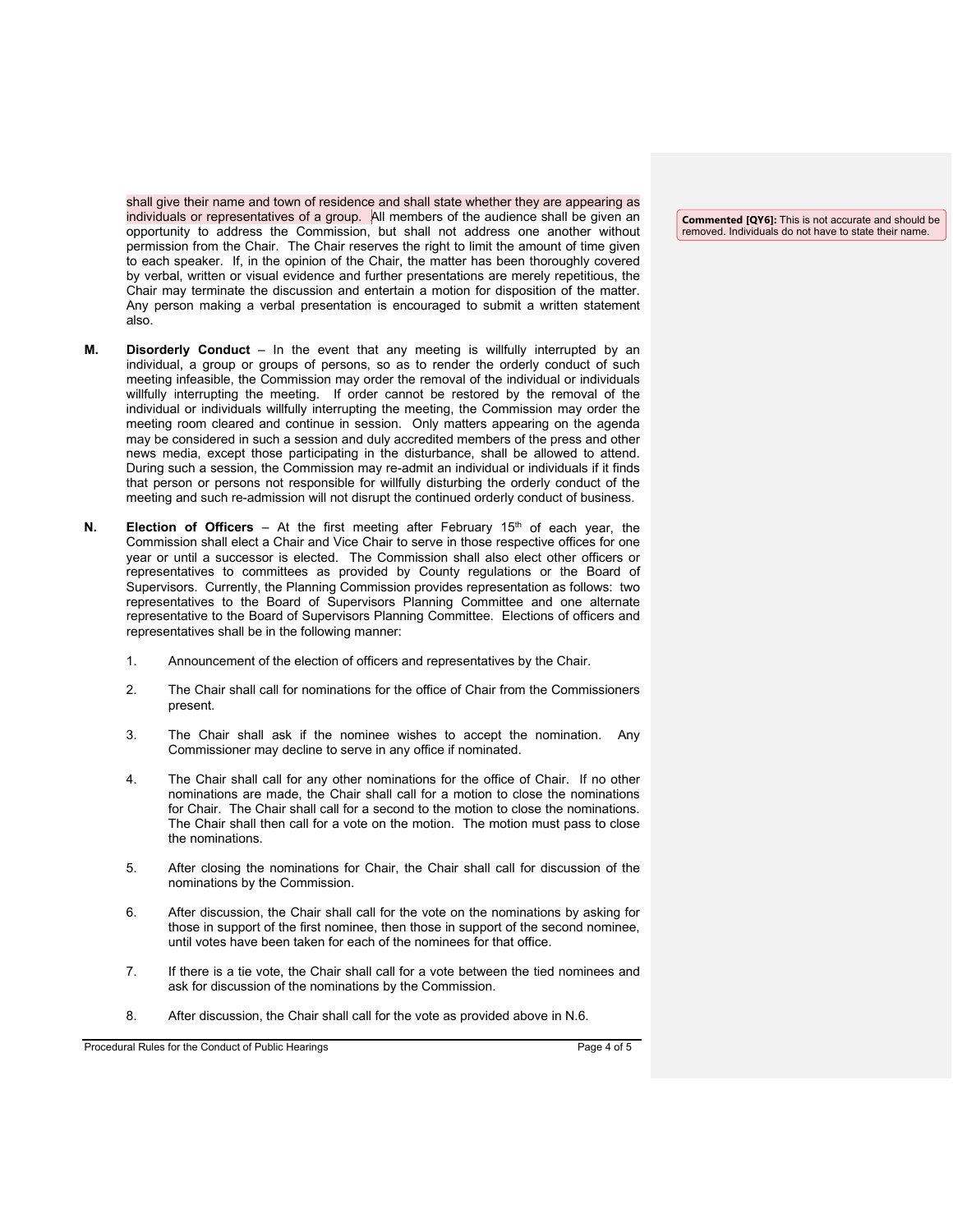shall give their name and town of residence and shall state whether they are appearing as individuals or representatives of a group. All members of the audience shall be given an opportunity to address the Commission, but shall not address one another without permission from the Chair. The Chair reserves the right to limit the amount of time given to each speaker. If, in the opinion of the Chair, the matter has been thoroughly covered by verbal, written or visual evidence and further presentations are merely repetitious, the Chair may terminate the discussion and entertain a motion for disposition of the matter. Any person making a verbal presentation is encouraged to submit a written statement also.

> **Commented [QY6]:** This is not accurate and should be removed. Individuals do not have to state their name.

**M.** **Disorderly Conduct** – In the event that any meeting is willfully interrupted by an individual, a group or groups of persons, so as to render the orderly conduct of such meeting infeasible, the Commission may order the removal of the individual or individuals willfully interrupting the meeting. If order cannot be restored by the removal of the individual or individuals willfully interrupting the meeting, the Commission may order the meeting room cleared and continue in session. Only matters appearing on the agenda may be considered in such a session and duly accredited members of the press and other news media, except those participating in the disturbance, shall be allowed to attend. During such a session, the Commission may re-admit an individual or individuals if it finds that person or persons not responsible for willfully disturbing the orderly conduct of the meeting and such re-admission will not disrupt the continued orderly conduct of business.

**N.** **Election of Officers** – At the first meeting after February 15th of each year, the Commission shall elect a Chair and Vice Chair to serve in those respective offices for one year or until a successor is elected. The Commission shall also elect other officers or representatives to committees as provided by County regulations or the Board of Supervisors. Currently, the Planning Commission provides representation as follows: two representatives to the Board of Supervisors Planning Committee and one alternate representative to the Board of Supervisors Planning Committee. Elections of officers and representatives shall be in the following manner:

1. Announcement of the election of officers and representatives by the Chair.

2. The Chair shall call for nominations for the office of Chair from the Commissioners present.

3. The Chair shall ask if the nominee wishes to accept the nomination. Any Commissioner may decline to serve in any office if nominated.

4. The Chair shall call for any other nominations for the office of Chair. If no other nominations are made, the Chair shall call for a motion to close the nominations for Chair. The Chair shall call for a second to the motion to close the nominations. The Chair shall then call for a vote on the motion. The motion must pass to close the nominations.

5. After closing the nominations for Chair, the Chair shall call for discussion of the nominations by the Commission.

6. After discussion, the Chair shall call for the vote on the nominations by asking for those in support of the first nominee, then those in support of the second nominee, until votes have been taken for each of the nominees for that office.

7. If there is a tie vote, the Chair shall call for a vote between the tied nominees and ask for discussion of the nominations by the Commission.

8. After discussion, the Chair shall call for the vote as provided above in N.6.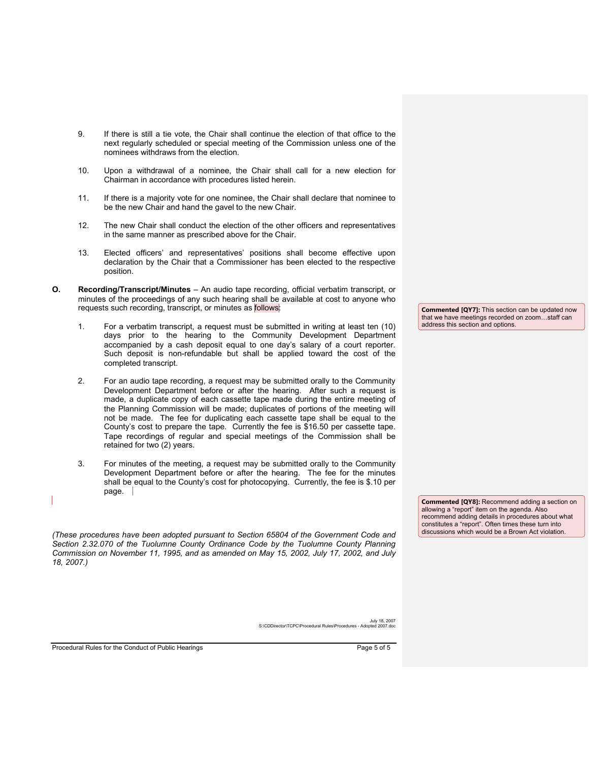9. If there is still a tie vote, the Chair shall continue the election of that office to the next regularly scheduled or special meeting of the Commission unless one of the nominees withdraws from the election.

10. Upon a withdrawal of a nominee, the Chair shall call for a new election for Chairman in accordance with procedures listed herein.

11. If there is a majority vote for one nominee, the Chair shall declare that nominee to be the new Chair and hand the gavel to the new Chair.

12. The new Chair shall conduct the election of the other officers and representatives in the same manner as prescribed above for the Chair.

13. Elected officers' and representatives' positions shall become effective upon declaration by the Chair that a Commissioner has been elected to the respective position.

**O.** **Recording/Transcript/Minutes** – An audio tape recording, official verbatim transcript, or minutes of the proceedings of any such hearing shall be available at cost to anyone who requests such recording, transcript, or minutes as follows:

> **Commented [QY7]:** This section can be updated now that we have meetings recorded on zoom…staff can address this section and options.

1. For a verbatim transcript, a request must be submitted in writing at least ten (10) days prior to the hearing to the Community Development Department accompanied by a cash deposit equal to one day's salary of a court reporter. Such deposit is non-refundable but shall be applied toward the cost of the completed transcript.

2. For an audio tape recording, a request may be submitted orally to the Community Development Department before or after the hearing. After such a request is made, a duplicate copy of each cassette tape made during the entire meeting of the Planning Commission will be made; duplicates of portions of the meeting will not be made. The fee for duplicating each cassette tape shall be equal to the County's cost to prepare the tape. Currently the fee is $16.50 per cassette tape. Tape recordings of regular and special meetings of the Commission shall be retained for two (2) years.

3. For minutes of the meeting, a request may be submitted orally to the Community Development Department before or after the hearing. The fee for the minutes shall be equal to the County's cost for photocopying. Currently, the fee is $.10 per page.

> **Commented [QY8]:** Recommend adding a section on allowing a "report" item on the agenda. Also recommend adding details in procedures about what constitutes a "report". Often times these turn into discussions which would be a Brown Act violation.

*(These procedures have been adopted pursuant to Section 65804 of the Government Code and Section 2.32.070 of the Tuolumne County Ordinance Code by the Tuolumne County Planning Commission on November 11, 1995, and as amended on May 15, 2002, July 17, 2002, and July 18, 2007.)*

July 18, 2007
S:\CDDirector\TCPC\Procedural Rules\Procedures - Adopted 2007.doc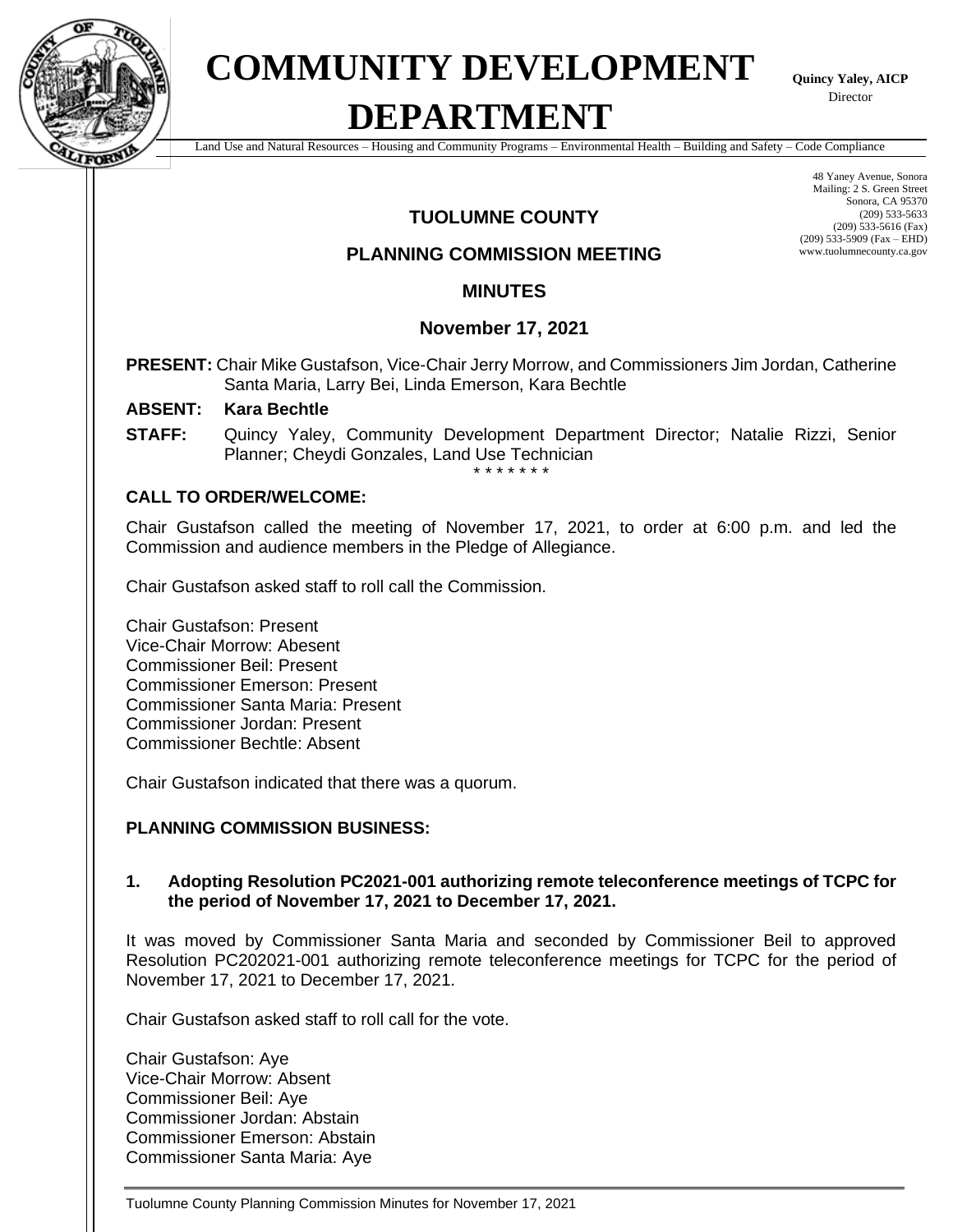# COMMUNITY DEVELOPMENT DEPARTMENT

**Quincy Yaley, AICP**
Director

Land Use and Natural Resources – Housing and Community Programs – Environmental Health – Building and Safety – Code Compliance

48 Yaney Avenue, Sonora
Mailing: 2 S. Green Street
Sonora, CA 95370
(209) 533-5633
(209) 533-5616 (Fax)
(209) 533-5909 (Fax – EHD)
www.tuolumnecounty.ca.gov

## TUOLUMNE COUNTY

## PLANNING COMMISSION MEETING

## MINUTES

## November 17, 2021

**PRESENT:** Chair Mike Gustafson, Vice-Chair Jerry Morrow, and Commissioners Jim Jordan, Catherine Santa Maria, Larry Bei, Linda Emerson, Kara Bechtle

**ABSENT:** **Kara Bechtle**

**STAFF:** Quincy Yaley, Community Development Department Director; Natalie Rizzi, Senior Planner; Cheydi Gonzales, Land Use Technician

\* \* \* \* \* \* \*

**CALL TO ORDER/WELCOME:**

Chair Gustafson called the meeting of November 17, 2021, to order at 6:00 p.m. and led the Commission and audience members in the Pledge of Allegiance.

Chair Gustafson asked staff to roll call the Commission.

Chair Gustafson: Present
Vice-Chair Morrow: Abesent
Commissioner Beil: Present
Commissioner Emerson: Present
Commissioner Santa Maria: Present
Commissioner Jordan: Present
Commissioner Bechtle: Absent

Chair Gustafson indicated that there was a quorum.

**PLANNING COMMISSION BUSINESS:**

**1. Adopting Resolution PC2021-001 authorizing remote teleconference meetings of TCPC for the period of November 17, 2021 to December 17, 2021.**

It was moved by Commissioner Santa Maria and seconded by Commissioner Beil to approved Resolution PC202021-001 authorizing remote teleconference meetings for TCPC for the period of November 17, 2021 to December 17, 2021.

Chair Gustafson asked staff to roll call for the vote.

Chair Gustafson: Aye
Vice-Chair Morrow: Absent
Commissioner Beil: Aye
Commissioner Jordan: Abstain
Commissioner Emerson: Abstain
Commissioner Santa Maria: Aye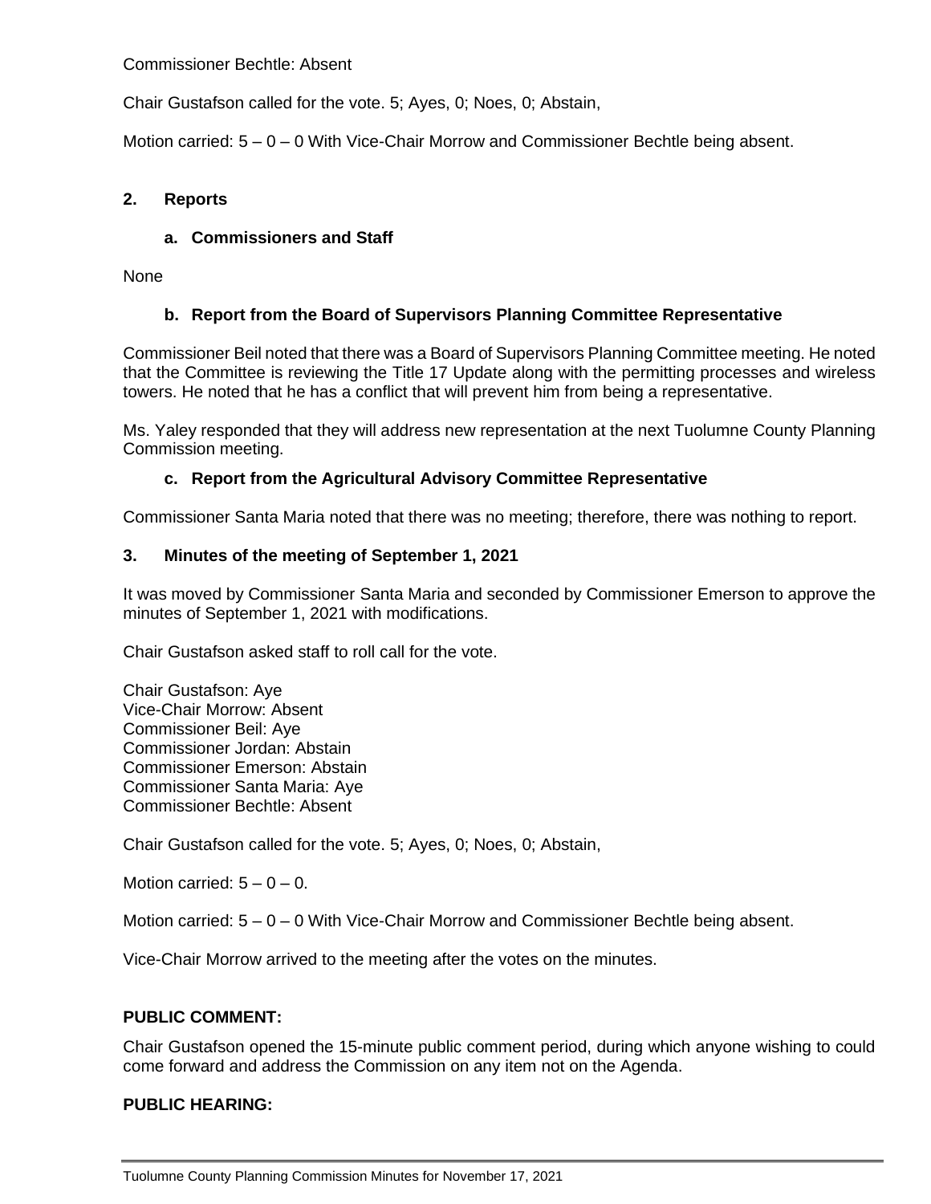Commissioner Bechtle: Absent

Chair Gustafson called for the vote. 5; Ayes, 0; Noes, 0; Abstain,

Motion carried: 5 – 0 – 0 With Vice-Chair Morrow and Commissioner Bechtle being absent.

**2. Reports**

**a. Commissioners and Staff**

None

**b. Report from the Board of Supervisors Planning Committee Representative**

Commissioner Beil noted that there was a Board of Supervisors Planning Committee meeting. He noted that the Committee is reviewing the Title 17 Update along with the permitting processes and wireless towers. He noted that he has a conflict that will prevent him from being a representative.

Ms. Yaley responded that they will address new representation at the next Tuolumne County Planning Commission meeting.

**c. Report from the Agricultural Advisory Committee Representative**

Commissioner Santa Maria noted that there was no meeting; therefore, there was nothing to report.

**3. Minutes of the meeting of September 1, 2021**

It was moved by Commissioner Santa Maria and seconded by Commissioner Emerson to approve the minutes of September 1, 2021 with modifications.

Chair Gustafson asked staff to roll call for the vote.

Chair Gustafson: Aye
Vice-Chair Morrow: Absent
Commissioner Beil: Aye
Commissioner Jordan: Abstain
Commissioner Emerson: Abstain
Commissioner Santa Maria: Aye
Commissioner Bechtle: Absent

Chair Gustafson called for the vote. 5; Ayes, 0; Noes, 0; Abstain,

Motion carried: 5 – 0 – 0.

Motion carried: 5 – 0 – 0 With Vice-Chair Morrow and Commissioner Bechtle being absent.

Vice-Chair Morrow arrived to the meeting after the votes on the minutes.

**PUBLIC COMMENT:**

Chair Gustafson opened the 15-minute public comment period, during which anyone wishing to could come forward and address the Commission on any item not on the Agenda.

**PUBLIC HEARING:**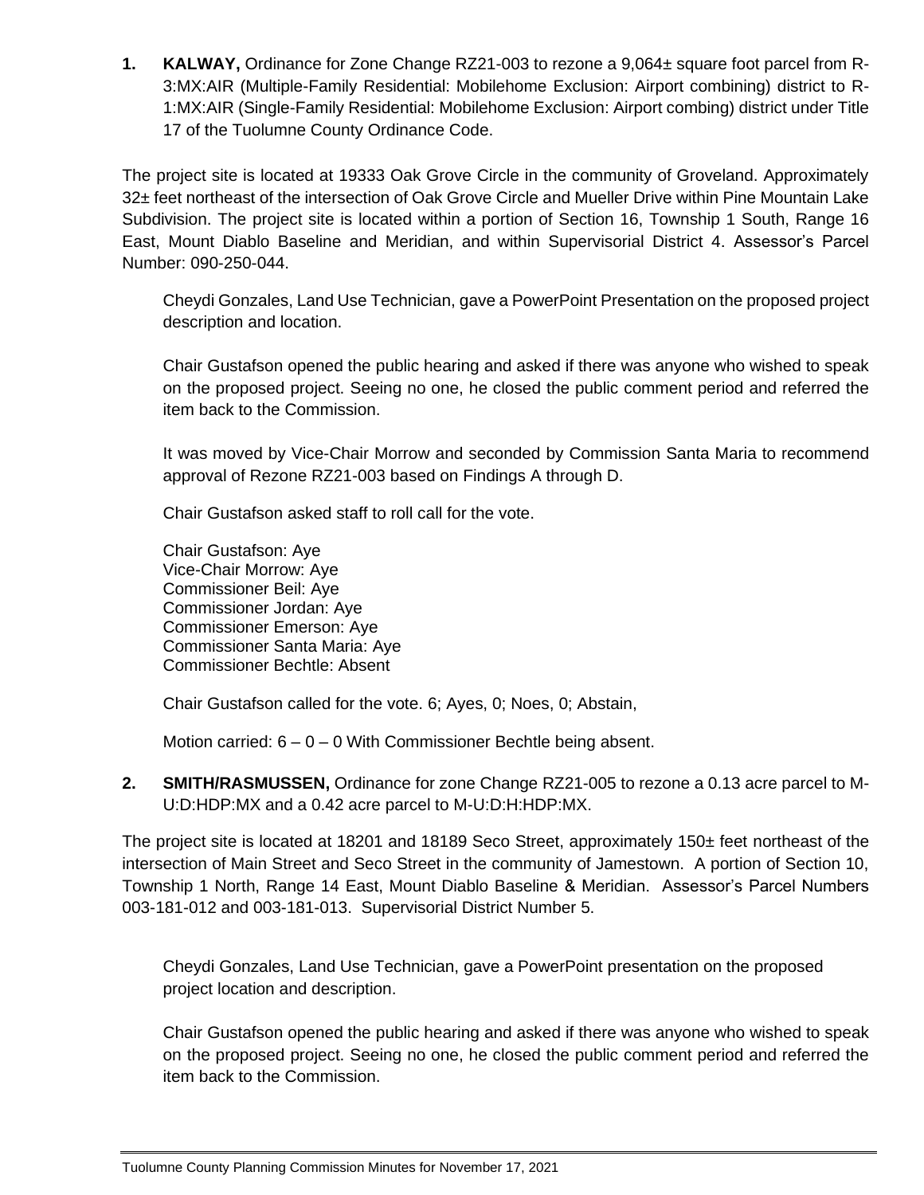**1. KALWAY,** Ordinance for Zone Change RZ21-003 to rezone a 9,064± square foot parcel from R-3:MX:AIR (Multiple-Family Residential: Mobilehome Exclusion: Airport combining) district to R-1:MX:AIR (Single-Family Residential: Mobilehome Exclusion: Airport combing) district under Title 17 of the Tuolumne County Ordinance Code.

The project site is located at 19333 Oak Grove Circle in the community of Groveland. Approximately 32± feet northeast of the intersection of Oak Grove Circle and Mueller Drive within Pine Mountain Lake Subdivision. The project site is located within a portion of Section 16, Township 1 South, Range 16 East, Mount Diablo Baseline and Meridian, and within Supervisorial District 4. Assessor's Parcel Number: 090-250-044.

Cheydi Gonzales, Land Use Technician, gave a PowerPoint Presentation on the proposed project description and location.

Chair Gustafson opened the public hearing and asked if there was anyone who wished to speak on the proposed project. Seeing no one, he closed the public comment period and referred the item back to the Commission.

It was moved by Vice-Chair Morrow and seconded by Commission Santa Maria to recommend approval of Rezone RZ21-003 based on Findings A through D.

Chair Gustafson asked staff to roll call for the vote.

Chair Gustafson: Aye
Vice-Chair Morrow: Aye
Commissioner Beil: Aye
Commissioner Jordan: Aye
Commissioner Emerson: Aye
Commissioner Santa Maria: Aye
Commissioner Bechtle: Absent

Chair Gustafson called for the vote. 6; Ayes, 0; Noes, 0; Abstain,

Motion carried: 6 – 0 – 0 With Commissioner Bechtle being absent.

**2. SMITH/RASMUSSEN,** Ordinance for zone Change RZ21-005 to rezone a 0.13 acre parcel to M-U:D:HDP:MX and a 0.42 acre parcel to M-U:D:H:HDP:MX.

The project site is located at 18201 and 18189 Seco Street, approximately 150± feet northeast of the intersection of Main Street and Seco Street in the community of Jamestown. A portion of Section 10, Township 1 North, Range 14 East, Mount Diablo Baseline & Meridian. Assessor's Parcel Numbers 003-181-012 and 003-181-013. Supervisorial District Number 5.

Cheydi Gonzales, Land Use Technician, gave a PowerPoint presentation on the proposed project location and description.

Chair Gustafson opened the public hearing and asked if there was anyone who wished to speak on the proposed project. Seeing no one, he closed the public comment period and referred the item back to the Commission.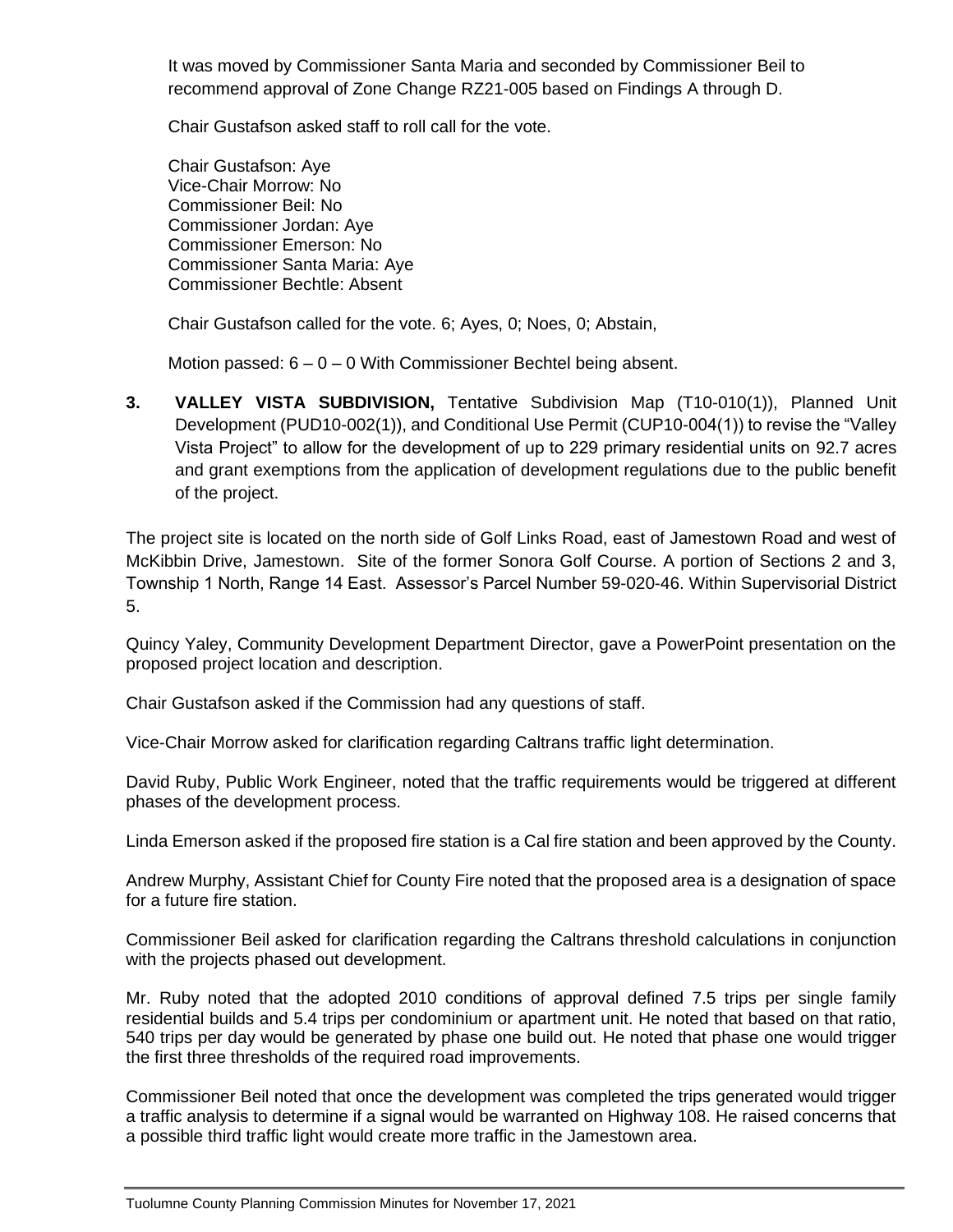It was moved by Commissioner Santa Maria and seconded by Commissioner Beil to recommend approval of Zone Change RZ21-005 based on Findings A through D.

Chair Gustafson asked staff to roll call for the vote.

Chair Gustafson: Aye
Vice-Chair Morrow: No
Commissioner Beil: No
Commissioner Jordan: Aye
Commissioner Emerson: No
Commissioner Santa Maria: Aye
Commissioner Bechtle: Absent

Chair Gustafson called for the vote. 6; Ayes, 0; Noes, 0; Abstain,

Motion passed: 6 – 0 – 0 With Commissioner Bechtel being absent.

3. **VALLEY VISTA SUBDIVISION,** Tentative Subdivision Map (T10-010(1)), Planned Unit Development (PUD10-002(1)), and Conditional Use Permit (CUP10-004(1)) to revise the "Valley Vista Project" to allow for the development of up to 229 primary residential units on 92.7 acres and grant exemptions from the application of development regulations due to the public benefit of the project.

The project site is located on the north side of Golf Links Road, east of Jamestown Road and west of McKibbin Drive, Jamestown. Site of the former Sonora Golf Course. A portion of Sections 2 and 3, Township 1 North, Range 14 East. Assessor's Parcel Number 59-020-46. Within Supervisorial District 5.

Quincy Yaley, Community Development Department Director, gave a PowerPoint presentation on the proposed project location and description.

Chair Gustafson asked if the Commission had any questions of staff.

Vice-Chair Morrow asked for clarification regarding Caltrans traffic light determination.

David Ruby, Public Work Engineer, noted that the traffic requirements would be triggered at different phases of the development process.

Linda Emerson asked if the proposed fire station is a Cal fire station and been approved by the County.

Andrew Murphy, Assistant Chief for County Fire noted that the proposed area is a designation of space for a future fire station.

Commissioner Beil asked for clarification regarding the Caltrans threshold calculations in conjunction with the projects phased out development.

Mr. Ruby noted that the adopted 2010 conditions of approval defined 7.5 trips per single family residential builds and 5.4 trips per condominium or apartment unit. He noted that based on that ratio, 540 trips per day would be generated by phase one build out. He noted that phase one would trigger the first three thresholds of the required road improvements.

Commissioner Beil noted that once the development was completed the trips generated would trigger a traffic analysis to determine if a signal would be warranted on Highway 108. He raised concerns that a possible third traffic light would create more traffic in the Jamestown area.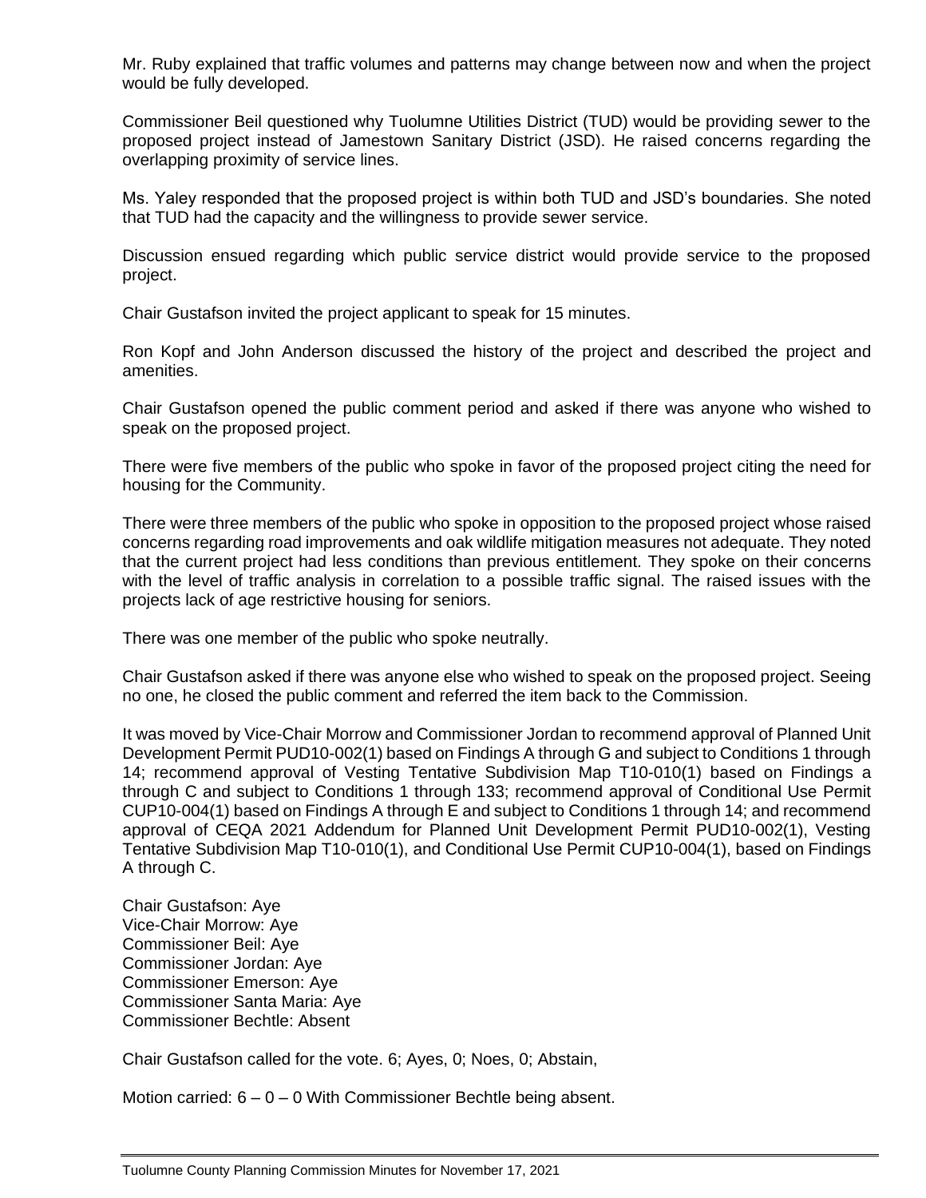Mr. Ruby explained that traffic volumes and patterns may change between now and when the project would be fully developed.

Commissioner Beil questioned why Tuolumne Utilities District (TUD) would be providing sewer to the proposed project instead of Jamestown Sanitary District (JSD). He raised concerns regarding the overlapping proximity of service lines.

Ms. Yaley responded that the proposed project is within both TUD and JSD's boundaries. She noted that TUD had the capacity and the willingness to provide sewer service.

Discussion ensued regarding which public service district would provide service to the proposed project.

Chair Gustafson invited the project applicant to speak for 15 minutes.

Ron Kopf and John Anderson discussed the history of the project and described the project and amenities.

Chair Gustafson opened the public comment period and asked if there was anyone who wished to speak on the proposed project.

There were five members of the public who spoke in favor of the proposed project citing the need for housing for the Community.

There were three members of the public who spoke in opposition to the proposed project whose raised concerns regarding road improvements and oak wildlife mitigation measures not adequate. They noted that the current project had less conditions than previous entitlement. They spoke on their concerns with the level of traffic analysis in correlation to a possible traffic signal. The raised issues with the projects lack of age restrictive housing for seniors.

There was one member of the public who spoke neutrally.

Chair Gustafson asked if there was anyone else who wished to speak on the proposed project. Seeing no one, he closed the public comment and referred the item back to the Commission.

It was moved by Vice-Chair Morrow and Commissioner Jordan to recommend approval of Planned Unit Development Permit PUD10-002(1) based on Findings A through G and subject to Conditions 1 through 14; recommend approval of Vesting Tentative Subdivision Map T10-010(1) based on Findings a through C and subject to Conditions 1 through 133; recommend approval of Conditional Use Permit CUP10-004(1) based on Findings A through E and subject to Conditions 1 through 14; and recommend approval of CEQA 2021 Addendum for Planned Unit Development Permit PUD10-002(1), Vesting Tentative Subdivision Map T10-010(1), and Conditional Use Permit CUP10-004(1), based on Findings A through C.

Chair Gustafson: Aye
Vice-Chair Morrow: Aye
Commissioner Beil: Aye
Commissioner Jordan: Aye
Commissioner Emerson: Aye
Commissioner Santa Maria: Aye
Commissioner Bechtle: Absent

Chair Gustafson called for the vote. 6; Ayes, 0; Noes, 0; Abstain,

Motion carried: 6 – 0 – 0 With Commissioner Bechtle being absent.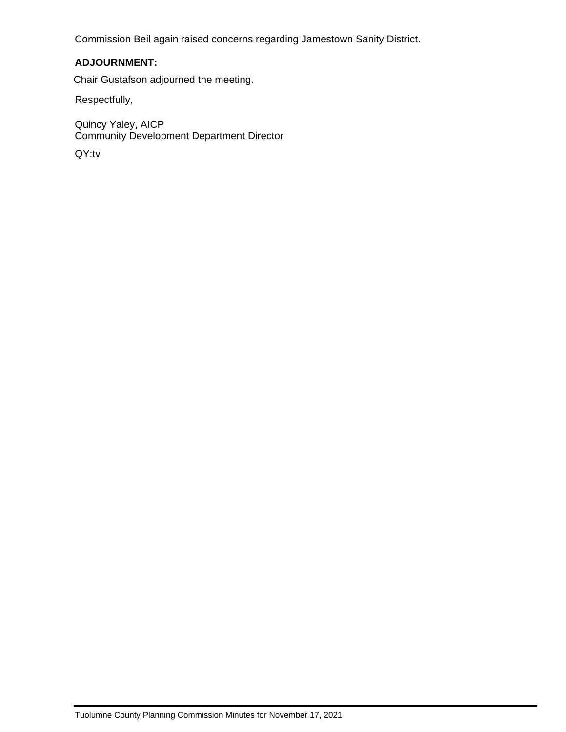Commission Beil again raised concerns regarding Jamestown Sanity District.

**ADJOURNMENT:**

Chair Gustafson adjourned the meeting.

Respectfully,

Quincy Yaley, AICP
Community Development Department Director

QY:tv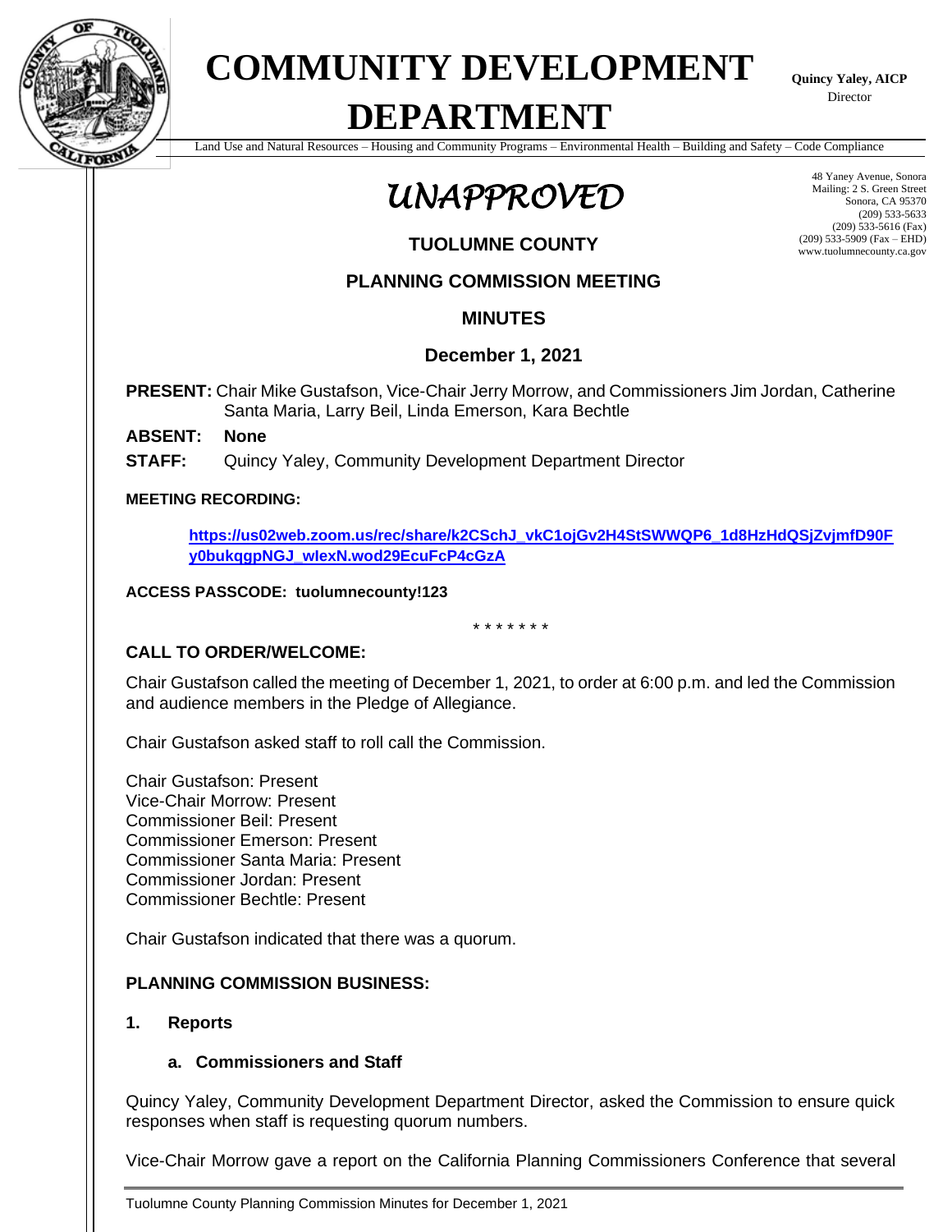# COMMUNITY DEVELOPMENT DEPARTMENT

**Quincy Yaley, AICP**
Director

Land Use and Natural Resources – Housing and Community Programs – Environmental Health – Building and Safety – Code Compliance

48 Yaney Avenue, Sonora
Mailing: 2 S. Green Street
Sonora, CA 95370
(209) 533-5633
(209) 533-5616 (Fax)
(209) 533-5909 (Fax – EHD)
www.tuolumnecounty.ca.gov

*UNAPPROVED*

## TUOLUMNE COUNTY

## PLANNING COMMISSION MEETING

## MINUTES

## December 1, 2021

**PRESENT:** Chair Mike Gustafson, Vice-Chair Jerry Morrow, and Commissioners Jim Jordan, Catherine Santa Maria, Larry Beil, Linda Emerson, Kara Bechtle

**ABSENT:** **None**

**STAFF:** Quincy Yaley, Community Development Department Director

**MEETING RECORDING:**

https://us02web.zoom.us/rec/share/k2CSchJ_vkC1ojGv2H4StSWWQP6_1d8HzHdQSjZvjmfD90Fy0bukqgpNGJ_wlexN.wod29EcuFcP4cGzA

**ACCESS PASSCODE: tuolumnecounty!123**

\* \* \* \* \* \* \*

### CALL TO ORDER/WELCOME:

Chair Gustafson called the meeting of December 1, 2021, to order at 6:00 p.m. and led the Commission and audience members in the Pledge of Allegiance.

Chair Gustafson asked staff to roll call the Commission.

Chair Gustafson: Present
Vice-Chair Morrow: Present
Commissioner Beil: Present
Commissioner Emerson: Present
Commissioner Santa Maria: Present
Commissioner Jordan: Present
Commissioner Bechtle: Present

Chair Gustafson indicated that there was a quorum.

### PLANNING COMMISSION BUSINESS:

**1. Reports**

**a. Commissioners and Staff**

Quincy Yaley, Community Development Department Director, asked the Commission to ensure quick responses when staff is requesting quorum numbers.

Vice-Chair Morrow gave a report on the California Planning Commissioners Conference that several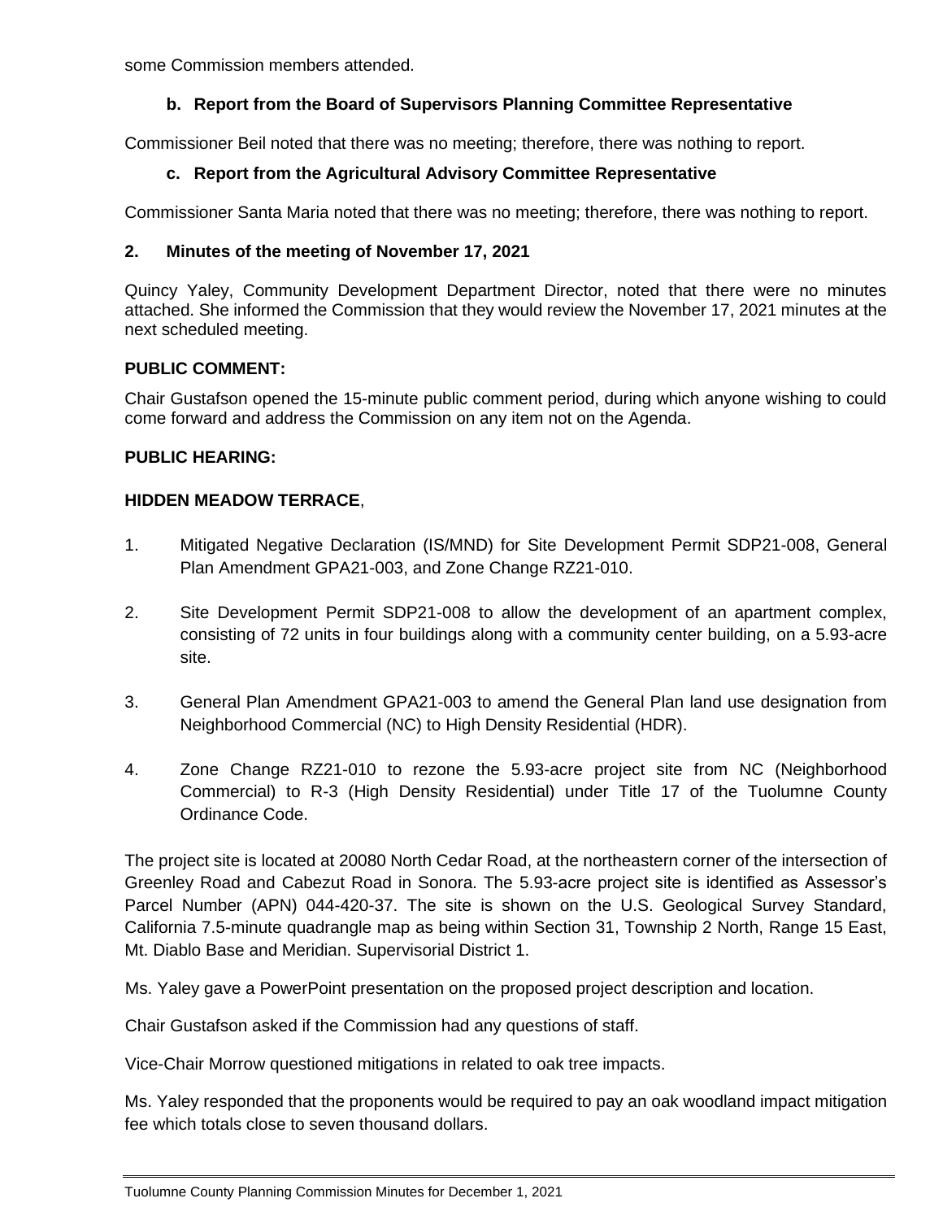some Commission members attended.

### b. Report from the Board of Supervisors Planning Committee Representative

Commissioner Beil noted that there was no meeting; therefore, there was nothing to report.

### c. Report from the Agricultural Advisory Committee Representative

Commissioner Santa Maria noted that there was no meeting; therefore, there was nothing to report.

## 2. Minutes of the meeting of November 17, 2021

Quincy Yaley, Community Development Department Director, noted that there were no minutes attached. She informed the Commission that they would review the November 17, 2021 minutes at the next scheduled meeting.

**PUBLIC COMMENT:**

Chair Gustafson opened the 15-minute public comment period, during which anyone wishing to could come forward and address the Commission on any item not on the Agenda.

**PUBLIC HEARING:**

**HIDDEN MEADOW TERRACE**,

1. Mitigated Negative Declaration (IS/MND) for Site Development Permit SDP21-008, General Plan Amendment GPA21-003, and Zone Change RZ21-010.

2. Site Development Permit SDP21-008 to allow the development of an apartment complex, consisting of 72 units in four buildings along with a community center building, on a 5.93-acre site.

3. General Plan Amendment GPA21-003 to amend the General Plan land use designation from Neighborhood Commercial (NC) to High Density Residential (HDR).

4. Zone Change RZ21-010 to rezone the 5.93-acre project site from NC (Neighborhood Commercial) to R-3 (High Density Residential) under Title 17 of the Tuolumne County Ordinance Code.

The project site is located at 20080 North Cedar Road, at the northeastern corner of the intersection of Greenley Road and Cabezut Road in Sonora. The 5.93-acre project site is identified as Assessor's Parcel Number (APN) 044-420-37. The site is shown on the U.S. Geological Survey Standard, California 7.5-minute quadrangle map as being within Section 31, Township 2 North, Range 15 East, Mt. Diablo Base and Meridian. Supervisorial District 1.

Ms. Yaley gave a PowerPoint presentation on the proposed project description and location.

Chair Gustafson asked if the Commission had any questions of staff.

Vice-Chair Morrow questioned mitigations in related to oak tree impacts.

Ms. Yaley responded that the proponents would be required to pay an oak woodland impact mitigation fee which totals close to seven thousand dollars.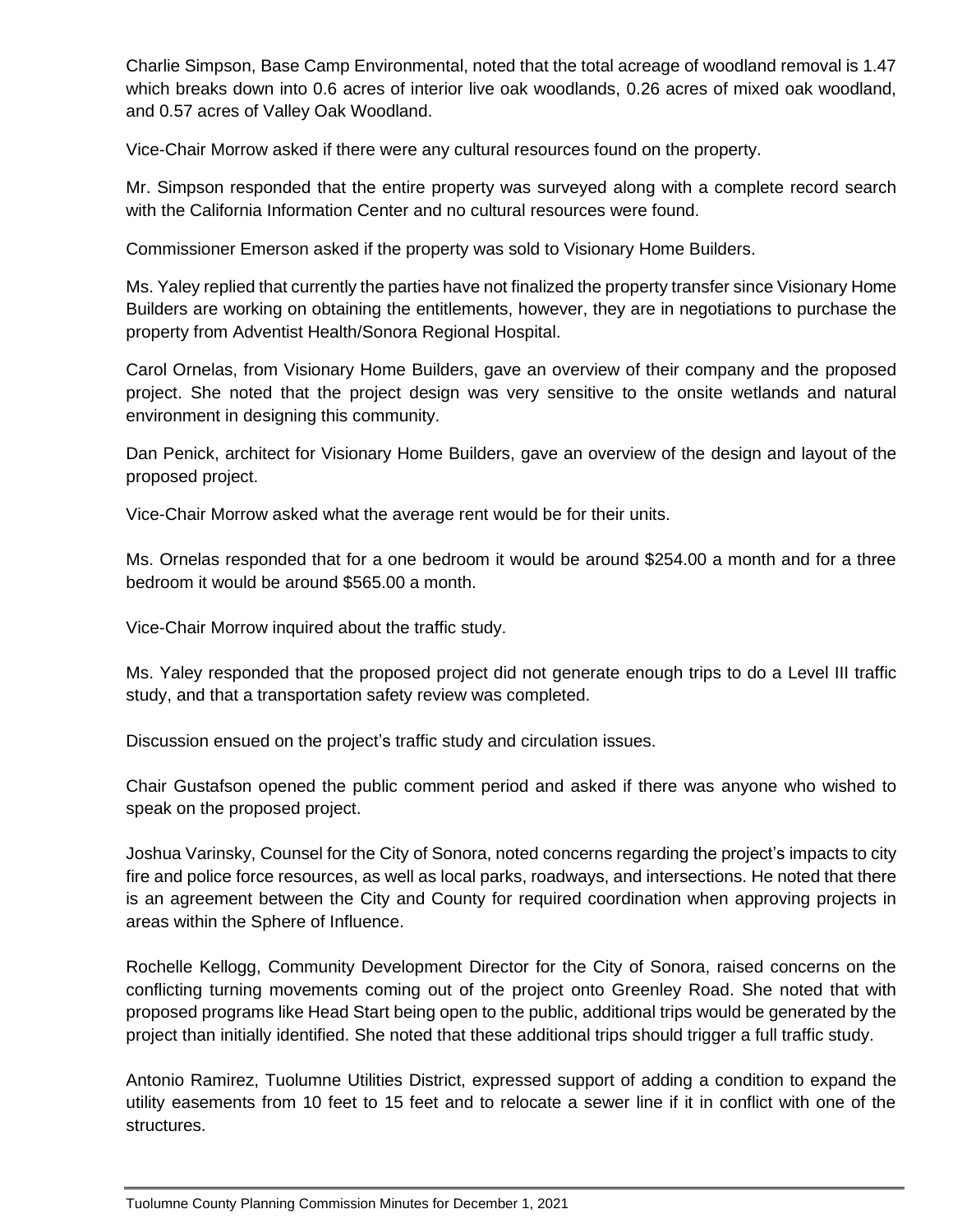Charlie Simpson, Base Camp Environmental, noted that the total acreage of woodland removal is 1.47 which breaks down into 0.6 acres of interior live oak woodlands, 0.26 acres of mixed oak woodland, and 0.57 acres of Valley Oak Woodland.

Vice-Chair Morrow asked if there were any cultural resources found on the property.

Mr. Simpson responded that the entire property was surveyed along with a complete record search with the California Information Center and no cultural resources were found.

Commissioner Emerson asked if the property was sold to Visionary Home Builders.

Ms. Yaley replied that currently the parties have not finalized the property transfer since Visionary Home Builders are working on obtaining the entitlements, however, they are in negotiations to purchase the property from Adventist Health/Sonora Regional Hospital.

Carol Ornelas, from Visionary Home Builders, gave an overview of their company and the proposed project. She noted that the project design was very sensitive to the onsite wetlands and natural environment in designing this community.

Dan Penick, architect for Visionary Home Builders, gave an overview of the design and layout of the proposed project.

Vice-Chair Morrow asked what the average rent would be for their units.

Ms. Ornelas responded that for a one bedroom it would be around $254.00 a month and for a three bedroom it would be around $565.00 a month.

Vice-Chair Morrow inquired about the traffic study.

Ms. Yaley responded that the proposed project did not generate enough trips to do a Level III traffic study, and that a transportation safety review was completed.

Discussion ensued on the project's traffic study and circulation issues.

Chair Gustafson opened the public comment period and asked if there was anyone who wished to speak on the proposed project.

Joshua Varinsky, Counsel for the City of Sonora, noted concerns regarding the project's impacts to city fire and police force resources, as well as local parks, roadways, and intersections. He noted that there is an agreement between the City and County for required coordination when approving projects in areas within the Sphere of Influence.

Rochelle Kellogg, Community Development Director for the City of Sonora, raised concerns on the conflicting turning movements coming out of the project onto Greenley Road. She noted that with proposed programs like Head Start being open to the public, additional trips would be generated by the project than initially identified. She noted that these additional trips should trigger a full traffic study.

Antonio Ramirez, Tuolumne Utilities District, expressed support of adding a condition to expand the utility easements from 10 feet to 15 feet and to relocate a sewer line if it in conflict with one of the structures.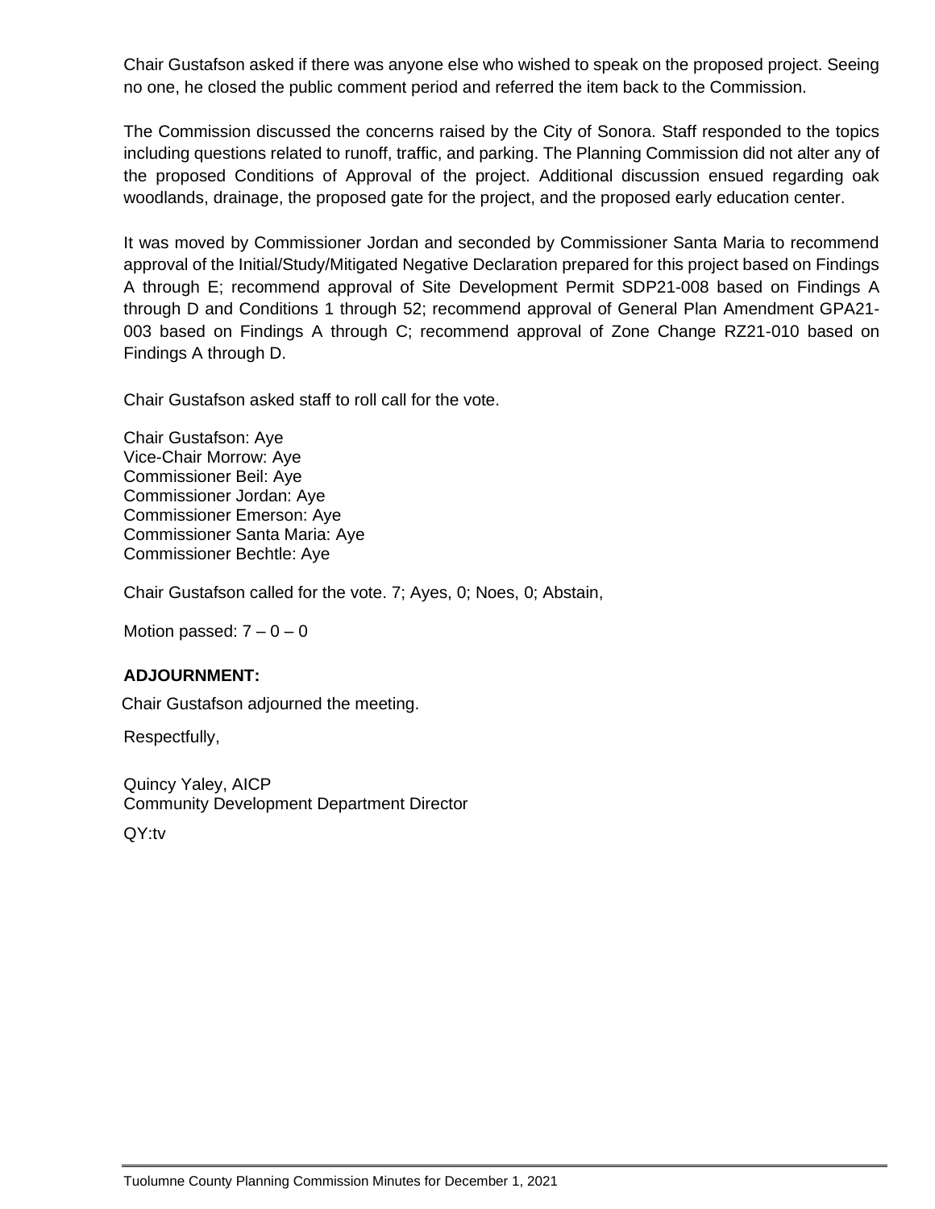Chair Gustafson asked if there was anyone else who wished to speak on the proposed project. Seeing no one, he closed the public comment period and referred the item back to the Commission.

The Commission discussed the concerns raised by the City of Sonora. Staff responded to the topics including questions related to runoff, traffic, and parking. The Planning Commission did not alter any of the proposed Conditions of Approval of the project. Additional discussion ensued regarding oak woodlands, drainage, the proposed gate for the project, and the proposed early education center.

It was moved by Commissioner Jordan and seconded by Commissioner Santa Maria to recommend approval of the Initial/Study/Mitigated Negative Declaration prepared for this project based on Findings A through E; recommend approval of Site Development Permit SDP21-008 based on Findings A through D and Conditions 1 through 52; recommend approval of General Plan Amendment GPA21-003 based on Findings A through C; recommend approval of Zone Change RZ21-010 based on Findings A through D.

Chair Gustafson asked staff to roll call for the vote.

Chair Gustafson: Aye
Vice-Chair Morrow: Aye
Commissioner Beil: Aye
Commissioner Jordan: Aye
Commissioner Emerson: Aye
Commissioner Santa Maria: Aye
Commissioner Bechtle: Aye

Chair Gustafson called for the vote. 7; Ayes, 0; Noes, 0; Abstain,

Motion passed: 7 – 0 – 0

**ADJOURNMENT:**

Chair Gustafson adjourned the meeting.

Respectfully,

Quincy Yaley, AICP
Community Development Department Director

QY:tv